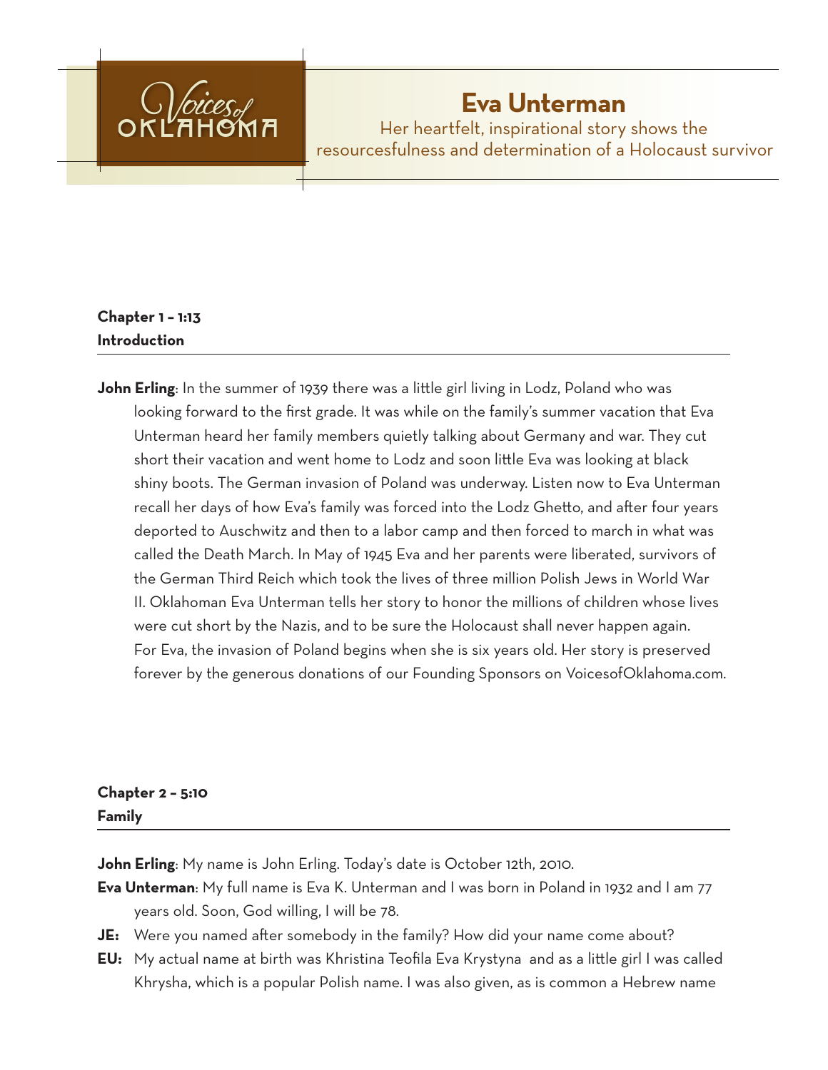Voices of OKLAHOMA

# Eva Unterman

Her heartfelt, inspirational story shows the resourcefulness and determination of a Holocaust survivor

## Chapter 1 – 1:13
## Introduction

**John Erling**: In the summer of 1939 there was a little girl living in Lodz, Poland who was looking forward to the first grade. It was while on the family's summer vacation that Eva Unterman heard her family members quietly talking about Germany and war. They cut short their vacation and went home to Lodz and soon little Eva was looking at black shiny boots. The German invasion of Poland was underway. Listen now to Eva Unterman recall her days of how Eva's family was forced into the Lodz Ghetto, and after four years deported to Auschwitz and then to a labor camp and then forced to march in what was called the Death March. In May of 1945 Eva and her parents were liberated, survivors of the German Third Reich which took the lives of three million Polish Jews in World War II. Oklahoman Eva Unterman tells her story to honor the millions of children whose lives were cut short by the Nazis, and to be sure the Holocaust shall never happen again. For Eva, the invasion of Poland begins when she is six years old. Her story is preserved forever by the generous donations of our Founding Sponsors on VoicesofOklahoma.com.

## Chapter 2 – 5:10
## Family

**John Erling**: My name is John Erling. Today's date is October 12th, 2010.

**Eva Unterman**: My full name is Eva K. Unterman and I was born in Poland in 1932 and I am 77 years old. Soon, God willing, I will be 78.

**JE:** Were you named after somebody in the family? How did your name come about?

**EU:** My actual name at birth was Khristina Teofila Eva Krystyna and as a little girl I was called Khrysha, which is a popular Polish name. I was also given, as is common a Hebrew name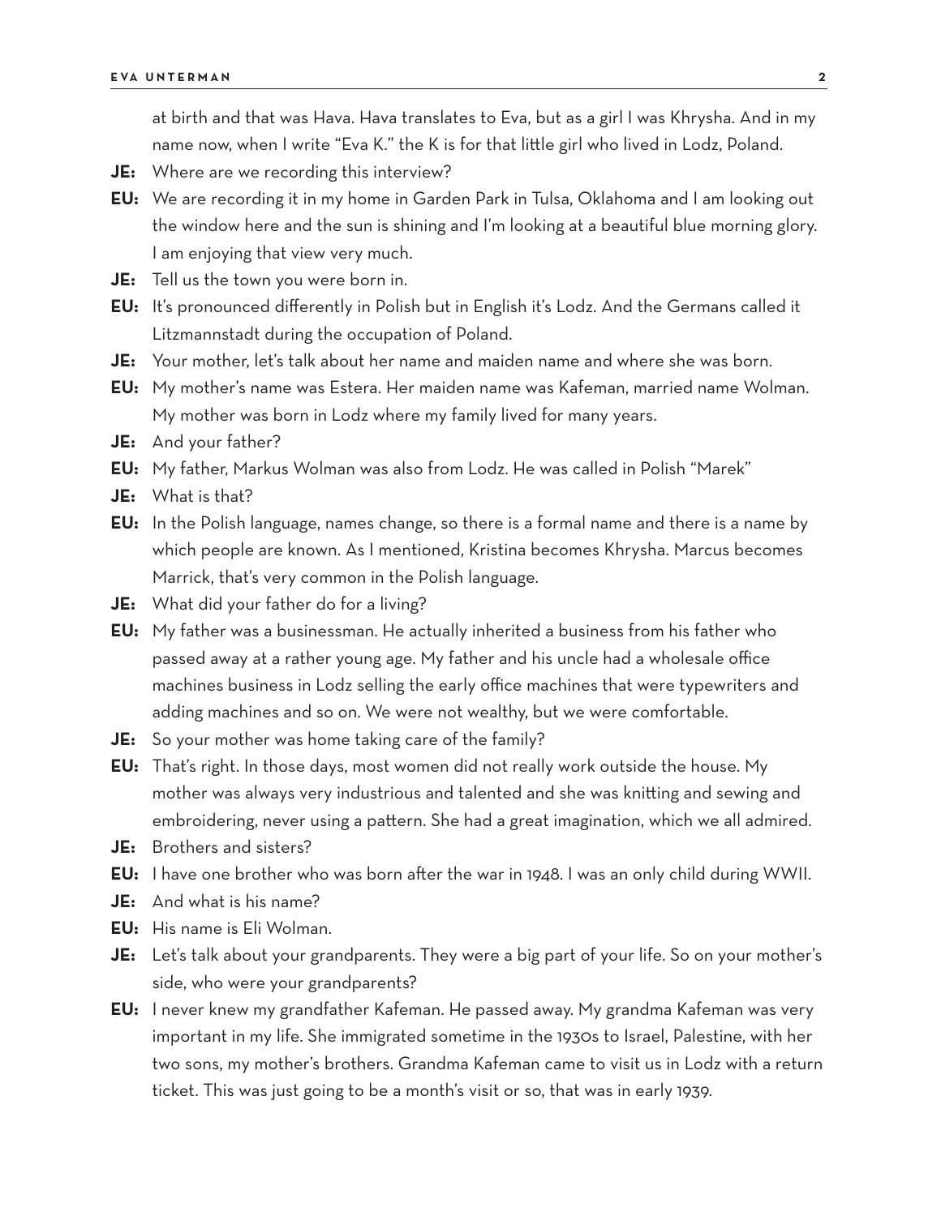at birth and that was Hava. Hava translates to Eva, but as a girl I was Khrysha. And in my name now, when I write "Eva K." the K is for that little girl who lived in Lodz, Poland.

**JE:** Where are we recording this interview?

**EU:** We are recording it in my home in Garden Park in Tulsa, Oklahoma and I am looking out the window here and the sun is shining and I'm looking at a beautiful blue morning glory. I am enjoying that view very much.

**JE:** Tell us the town you were born in.

**EU:** It's pronounced differently in Polish but in English it's Lodz. And the Germans called it Litzmannstadt during the occupation of Poland.

**JE:** Your mother, let's talk about her name and maiden name and where she was born.

**EU:** My mother's name was Estera. Her maiden name was Kafeman, married name Wolman. My mother was born in Lodz where my family lived for many years.

**JE:** And your father?

**EU:** My father, Markus Wolman was also from Lodz. He was called in Polish "Marek"

**JE:** What is that?

**EU:** In the Polish language, names change, so there is a formal name and there is a name by which people are known. As I mentioned, Kristina becomes Khrysha. Marcus becomes Marrick, that's very common in the Polish language.

**JE:** What did your father do for a living?

**EU:** My father was a businessman. He actually inherited a business from his father who passed away at a rather young age. My father and his uncle had a wholesale office machines business in Lodz selling the early office machines that were typewriters and adding machines and so on. We were not wealthy, but we were comfortable.

**JE:** So your mother was home taking care of the family?

**EU:** That's right. In those days, most women did not really work outside the house. My mother was always very industrious and talented and she was knitting and sewing and embroidering, never using a pattern. She had a great imagination, which we all admired.

**JE:** Brothers and sisters?

**EU:** I have one brother who was born after the war in 1948. I was an only child during WWII.

**JE:** And what is his name?

**EU:** His name is Eli Wolman.

**JE:** Let's talk about your grandparents. They were a big part of your life. So on your mother's side, who were your grandparents?

**EU:** I never knew my grandfather Kafeman. He passed away. My grandma Kafeman was very important in my life. She immigrated sometime in the 1930s to Israel, Palestine, with her two sons, my mother's brothers. Grandma Kafeman came to visit us in Lodz with a return ticket. This was just going to be a month's visit or so, that was in early 1939.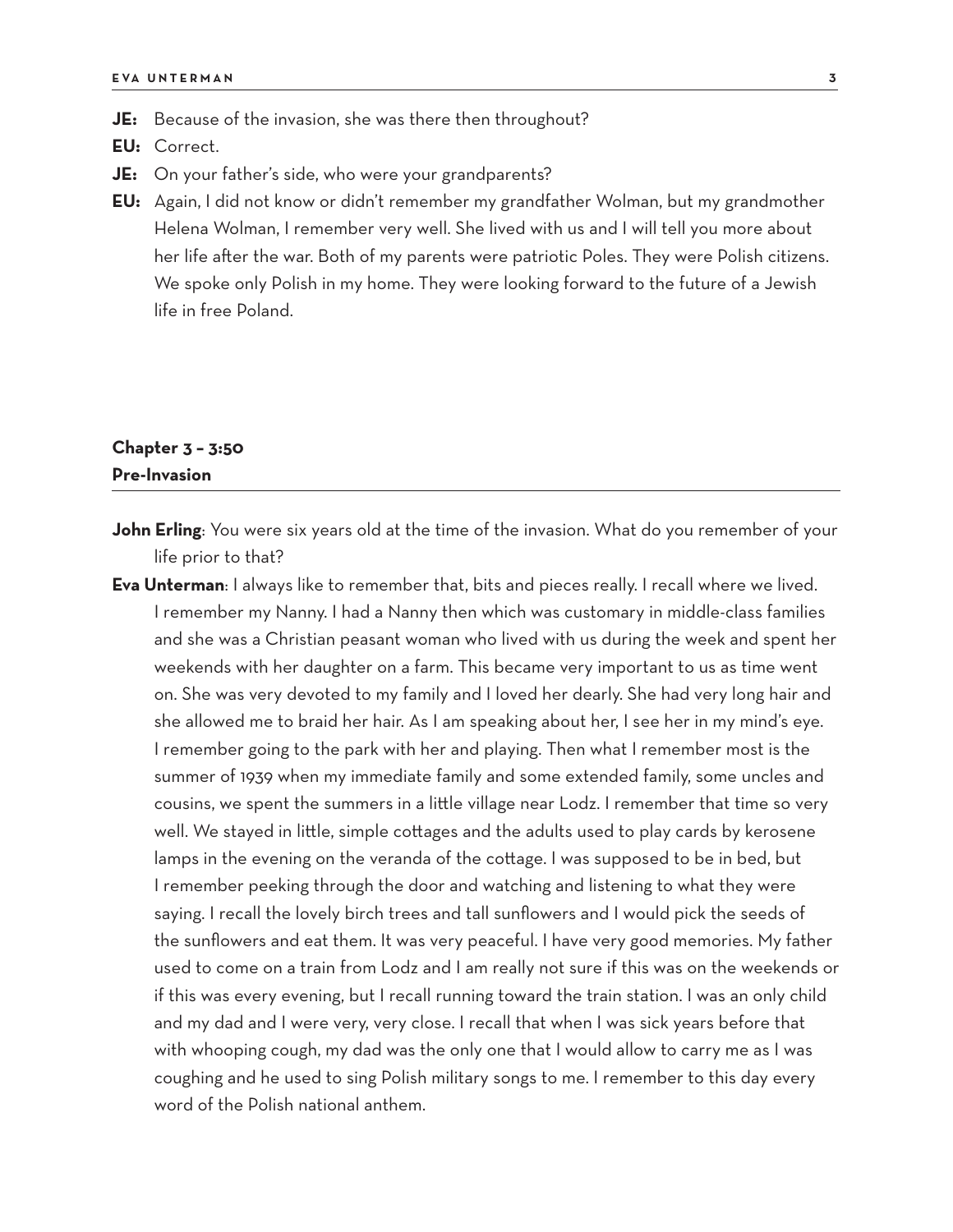**JE:** Because of the invasion, she was there then throughout?

**EU:** Correct.

**JE:** On your father's side, who were your grandparents?

**EU:** Again, I did not know or didn't remember my grandfather Wolman, but my grandmother Helena Wolman, I remember very well. She lived with us and I will tell you more about her life after the war. Both of my parents were patriotic Poles. They were Polish citizens. We spoke only Polish in my home. They were looking forward to the future of a Jewish life in free Poland.

## Chapter 3 – 3:50
## Pre-Invasion

**John Erling**: You were six years old at the time of the invasion. What do you remember of your life prior to that?

**Eva Unterman**: I always like to remember that, bits and pieces really. I recall where we lived. I remember my Nanny. I had a Nanny then which was customary in middle-class families and she was a Christian peasant woman who lived with us during the week and spent her weekends with her daughter on a farm. This became very important to us as time went on. She was very devoted to my family and I loved her dearly. She had very long hair and she allowed me to braid her hair. As I am speaking about her, I see her in my mind's eye. I remember going to the park with her and playing. Then what I remember most is the summer of 1939 when my immediate family and some extended family, some uncles and cousins, we spent the summers in a little village near Lodz. I remember that time so very well. We stayed in little, simple cottages and the adults used to play cards by kerosene lamps in the evening on the veranda of the cottage. I was supposed to be in bed, but I remember peeking through the door and watching and listening to what they were saying. I recall the lovely birch trees and tall sunflowers and I would pick the seeds of the sunflowers and eat them. It was very peaceful. I have very good memories. My father used to come on a train from Lodz and I am really not sure if this was on the weekends or if this was every evening, but I recall running toward the train station. I was an only child and my dad and I were very, very close. I recall that when I was sick years before that with whooping cough, my dad was the only one that I would allow to carry me as I was coughing and he used to sing Polish military songs to me. I remember to this day every word of the Polish national anthem.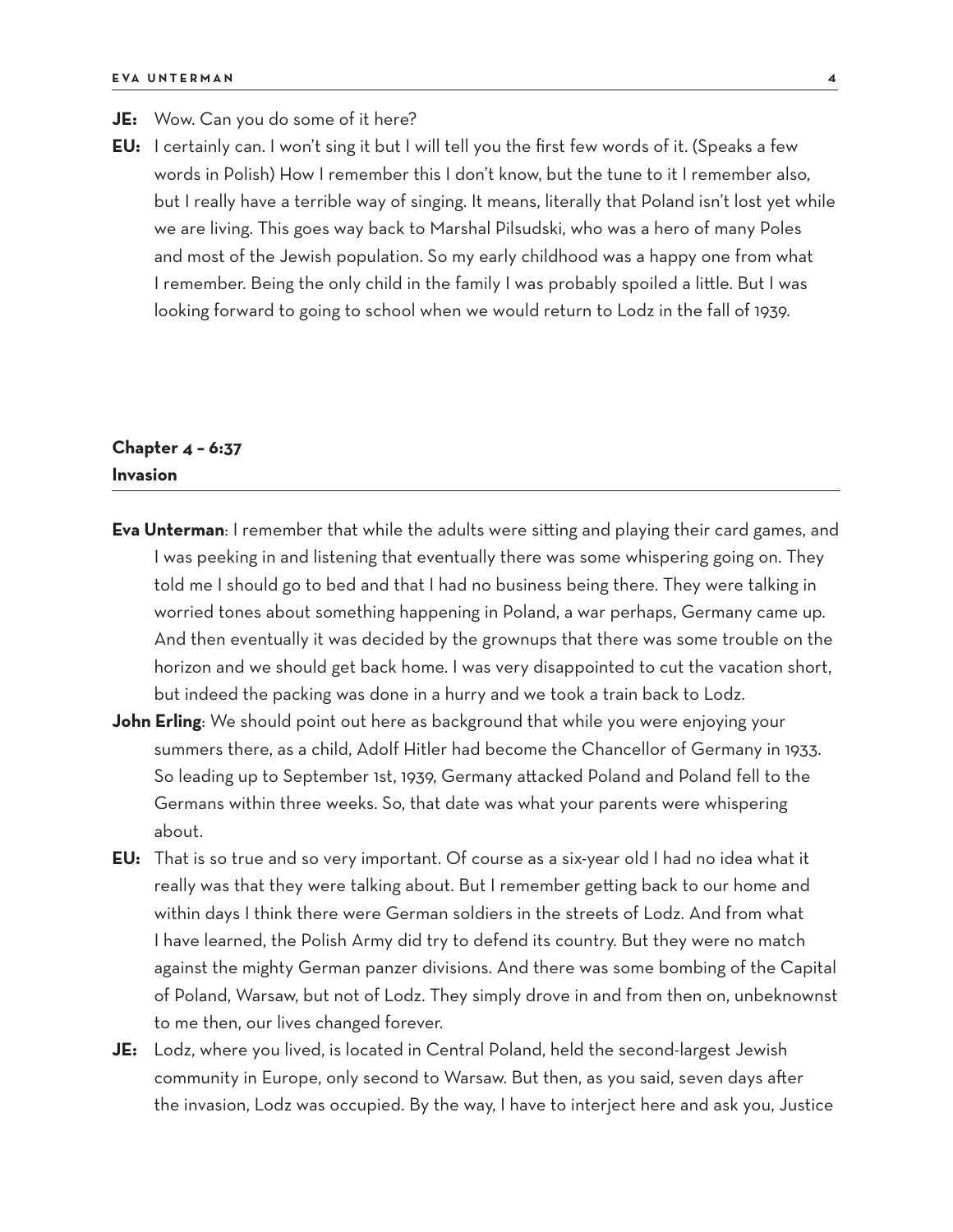**JE:** Wow. Can you do some of it here?

**EU:** I certainly can. I won't sing it but I will tell you the first few words of it. (Speaks a few words in Polish) How I remember this I don't know, but the tune to it I remember also, but I really have a terrible way of singing. It means, literally that Poland isn't lost yet while we are living. This goes way back to Marshal Pilsudski, who was a hero of many Poles and most of the Jewish population. So my early childhood was a happy one from what I remember. Being the only child in the family I was probably spoiled a little. But I was looking forward to going to school when we would return to Lodz in the fall of 1939.

## Chapter 4 – 6:37
## Invasion

**Eva Unterman**: I remember that while the adults were sitting and playing their card games, and I was peeking in and listening that eventually there was some whispering going on. They told me I should go to bed and that I had no business being there. They were talking in worried tones about something happening in Poland, a war perhaps, Germany came up. And then eventually it was decided by the grownups that there was some trouble on the horizon and we should get back home. I was very disappointed to cut the vacation short, but indeed the packing was done in a hurry and we took a train back to Lodz.

**John Erling**: We should point out here as background that while you were enjoying your summers there, as a child, Adolf Hitler had become the Chancellor of Germany in 1933. So leading up to September 1st, 1939, Germany attacked Poland and Poland fell to the Germans within three weeks. So, that date was what your parents were whispering about.

**EU:** That is so true and so very important. Of course as a six-year old I had no idea what it really was that they were talking about. But I remember getting back to our home and within days I think there were German soldiers in the streets of Lodz. And from what I have learned, the Polish Army did try to defend its country. But they were no match against the mighty German panzer divisions. And there was some bombing of the Capital of Poland, Warsaw, but not of Lodz. They simply drove in and from then on, unbeknownst to me then, our lives changed forever.

**JE:** Lodz, where you lived, is located in Central Poland, held the second-largest Jewish community in Europe, only second to Warsaw. But then, as you said, seven days after the invasion, Lodz was occupied. By the way, I have to interject here and ask you, Justice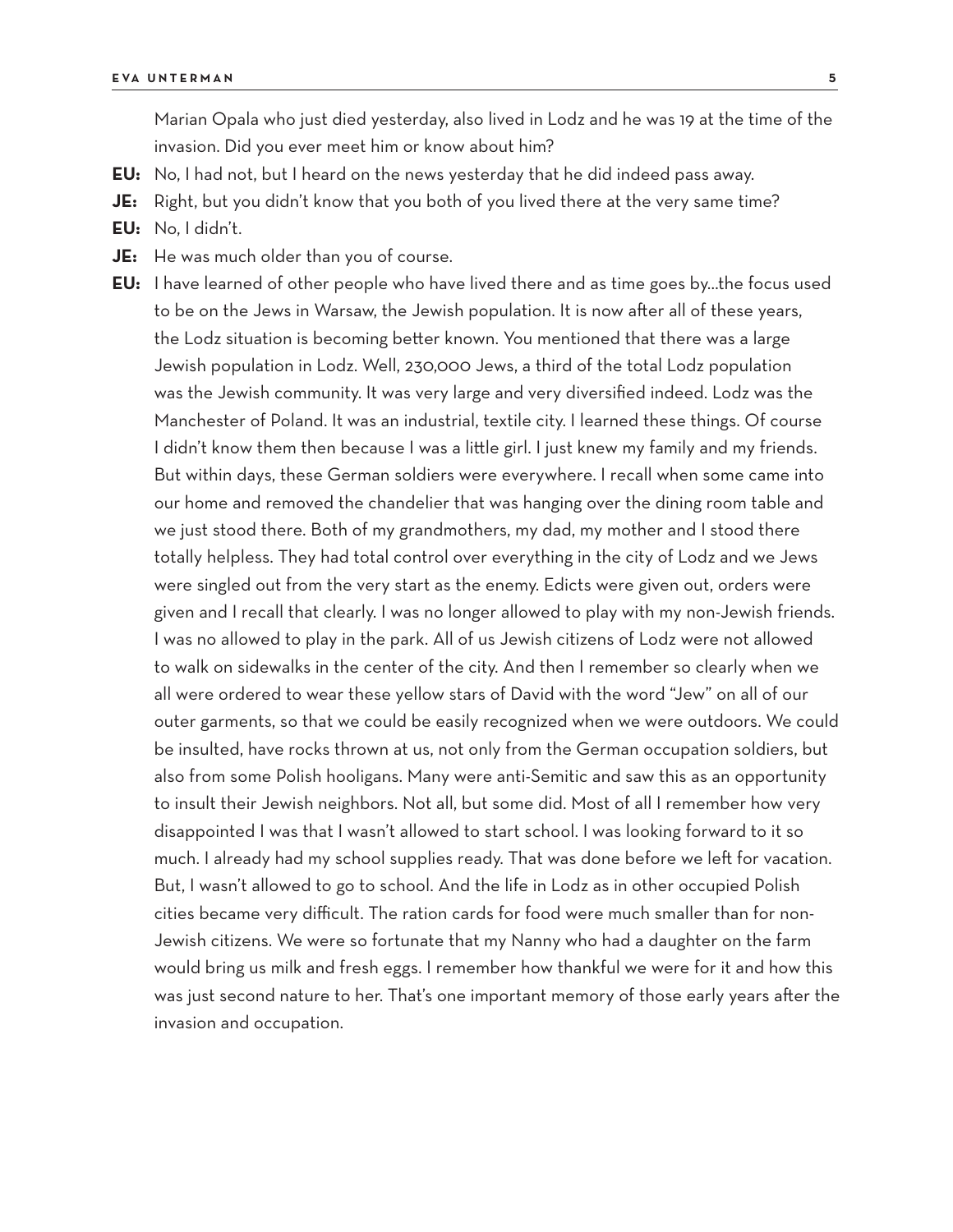Marian Opala who just died yesterday, also lived in Lodz and he was 19 at the time of the invasion. Did you ever meet him or know about him?

**EU:** No, I had not, but I heard on the news yesterday that he did indeed pass away.

**JE:** Right, but you didn't know that you both of you lived there at the very same time?

**EU:** No, I didn't.

**JE:** He was much older than you of course.

**EU:** I have learned of other people who have lived there and as time goes by...the focus used to be on the Jews in Warsaw, the Jewish population. It is now after all of these years, the Lodz situation is becoming better known. You mentioned that there was a large Jewish population in Lodz. Well, 230,000 Jews, a third of the total Lodz population was the Jewish community. It was very large and very diversified indeed. Lodz was the Manchester of Poland. It was an industrial, textile city. I learned these things. Of course I didn't know them then because I was a little girl. I just knew my family and my friends. But within days, these German soldiers were everywhere. I recall when some came into our home and removed the chandelier that was hanging over the dining room table and we just stood there. Both of my grandmothers, my dad, my mother and I stood there totally helpless. They had total control over everything in the city of Lodz and we Jews were singled out from the very start as the enemy. Edicts were given out, orders were given and I recall that clearly. I was no longer allowed to play with my non-Jewish friends. I was no allowed to play in the park. All of us Jewish citizens of Lodz were not allowed to walk on sidewalks in the center of the city. And then I remember so clearly when we all were ordered to wear these yellow stars of David with the word "Jew" on all of our outer garments, so that we could be easily recognized when we were outdoors. We could be insulted, have rocks thrown at us, not only from the German occupation soldiers, but also from some Polish hooligans. Many were anti-Semitic and saw this as an opportunity to insult their Jewish neighbors. Not all, but some did. Most of all I remember how very disappointed I was that I wasn't allowed to start school. I was looking forward to it so much. I already had my school supplies ready. That was done before we left for vacation. But, I wasn't allowed to go to school. And the life in Lodz as in other occupied Polish cities became very difficult. The ration cards for food were much smaller than for non-Jewish citizens. We were so fortunate that my Nanny who had a daughter on the farm would bring us milk and fresh eggs. I remember how thankful we were for it and how this was just second nature to her. That's one important memory of those early years after the invasion and occupation.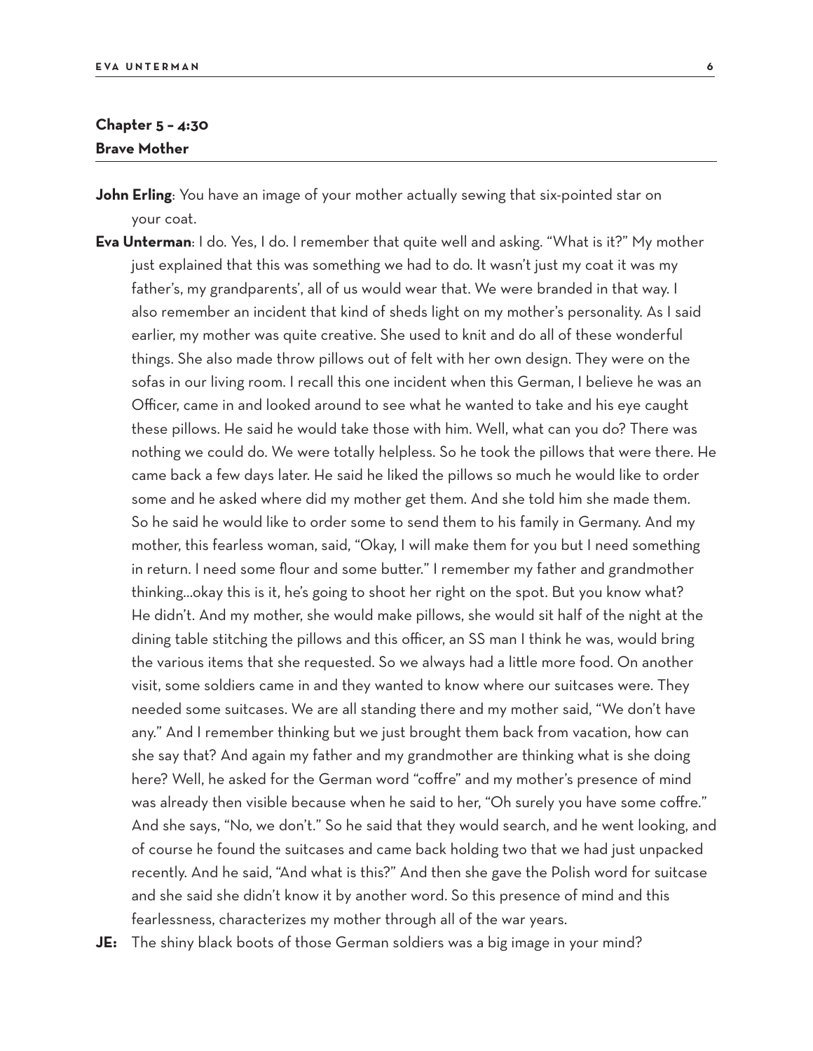## Chapter 5 – 4:30
## Brave Mother

**John Erling**: You have an image of your mother actually sewing that six-pointed star on your coat.

**Eva Unterman**: I do. Yes, I do. I remember that quite well and asking. "What is it?" My mother just explained that this was something we had to do. It wasn't just my coat it was my father's, my grandparents', all of us would wear that. We were branded in that way. I also remember an incident that kind of sheds light on my mother's personality. As I said earlier, my mother was quite creative. She used to knit and do all of these wonderful things. She also made throw pillows out of felt with her own design. They were on the sofas in our living room. I recall this one incident when this German, I believe he was an Officer, came in and looked around to see what he wanted to take and his eye caught these pillows. He said he would take those with him. Well, what can you do? There was nothing we could do. We were totally helpless. So he took the pillows that were there. He came back a few days later. He said he liked the pillows so much he would like to order some and he asked where did my mother get them. And she told him she made them. So he said he would like to order some to send them to his family in Germany. And my mother, this fearless woman, said, "Okay, I will make them for you but I need something in return. I need some flour and some butter." I remember my father and grandmother thinking...okay this is it, he's going to shoot her right on the spot. But you know what? He didn't. And my mother, she would make pillows, she would sit half of the night at the dining table stitching the pillows and this officer, an SS man I think he was, would bring the various items that she requested. So we always had a little more food. On another visit, some soldiers came in and they wanted to know where our suitcases were. They needed some suitcases. We are all standing there and my mother said, "We don't have any." And I remember thinking but we just brought them back from vacation, how can she say that? And again my father and my grandmother are thinking what is she doing here? Well, he asked for the German word "coffre" and my mother's presence of mind was already then visible because when he said to her, "Oh surely you have some coffre." And she says, "No, we don't." So he said that they would search, and he went looking, and of course he found the suitcases and came back holding two that we had just unpacked recently. And he said, "And what is this?" And then she gave the Polish word for suitcase and she said she didn't know it by another word. So this presence of mind and this fearlessness, characterizes my mother through all of the war years.

**JE:** The shiny black boots of those German soldiers was a big image in your mind?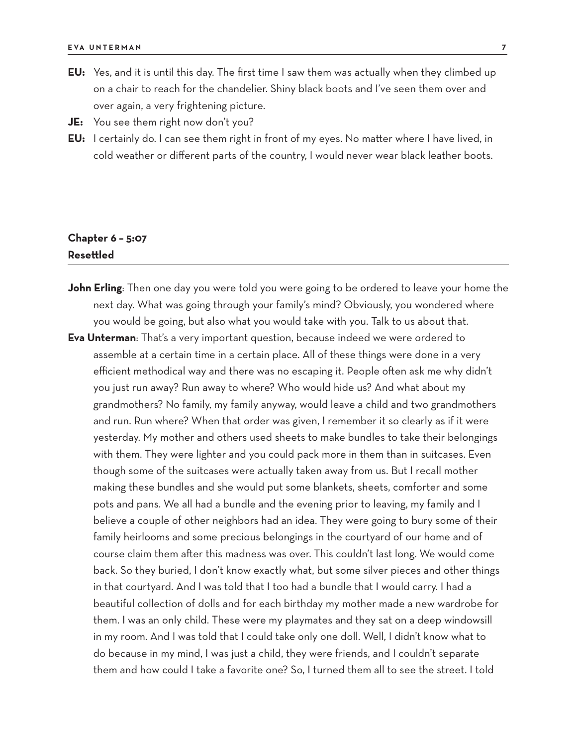**EU:** Yes, and it is until this day. The first time I saw them was actually when they climbed up on a chair to reach for the chandelier. Shiny black boots and I've seen them over and over again, a very frightening picture.

**JE:** You see them right now don't you?

**EU:** I certainly do. I can see them right in front of my eyes. No matter where I have lived, in cold weather or different parts of the country, I would never wear black leather boots.

## Chapter 6 – 5:07
## Resettled

**John Erling**: Then one day you were told you were going to be ordered to leave your home the next day. What was going through your family's mind? Obviously, you wondered where you would be going, but also what you would take with you. Talk to us about that.

**Eva Unterman**: That's a very important question, because indeed we were ordered to assemble at a certain time in a certain place. All of these things were done in a very efficient methodical way and there was no escaping it. People often ask me why didn't you just run away? Run away to where? Who would hide us? And what about my grandmothers? No family, my family anyway, would leave a child and two grandmothers and run. Run where? When that order was given, I remember it so clearly as if it were yesterday. My mother and others used sheets to make bundles to take their belongings with them. They were lighter and you could pack more in them than in suitcases. Even though some of the suitcases were actually taken away from us. But I recall mother making these bundles and she would put some blankets, sheets, comforter and some pots and pans. We all had a bundle and the evening prior to leaving, my family and I believe a couple of other neighbors had an idea. They were going to bury some of their family heirlooms and some precious belongings in the courtyard of our home and of course claim them after this madness was over. This couldn't last long. We would come back. So they buried, I don't know exactly what, but some silver pieces and other things in that courtyard. And I was told that I too had a bundle that I would carry. I had a beautiful collection of dolls and for each birthday my mother made a new wardrobe for them. I was an only child. These were my playmates and they sat on a deep windowsill in my room. And I was told that I could take only one doll. Well, I didn't know what to do because in my mind, I was just a child, they were friends, and I couldn't separate them and how could I take a favorite one? So, I turned them all to see the street. I told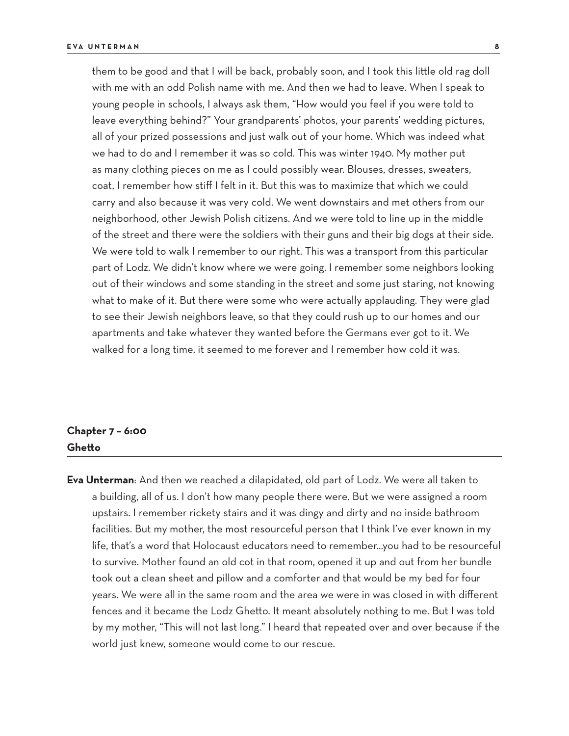them to be good and that I will be back, probably soon, and I took this little old rag doll with me with an odd Polish name with me. And then we had to leave. When I speak to young people in schools, I always ask them, "How would you feel if you were told to leave everything behind?" Your grandparents' photos, your parents' wedding pictures, all of your prized possessions and just walk out of your home. Which was indeed what we had to do and I remember it was so cold. This was winter 1940. My mother put as many clothing pieces on me as I could possibly wear. Blouses, dresses, sweaters, coat, I remember how stiff I felt in it. But this was to maximize that which we could carry and also because it was very cold. We went downstairs and met others from our neighborhood, other Jewish Polish citizens. And we were told to line up in the middle of the street and there were the soldiers with their guns and their big dogs at their side. We were told to walk I remember to our right. This was a transport from this particular part of Lodz. We didn't know where we were going. I remember some neighbors looking out of their windows and some standing in the street and some just staring, not knowing what to make of it. But there were some who were actually applauding. They were glad to see their Jewish neighbors leave, so that they could rush up to our homes and our apartments and take whatever they wanted before the Germans ever got to it. We walked for a long time, it seemed to me forever and I remember how cold it was.

## Chapter 7 – 6:00
## Ghetto

**Eva Unterman**: And then we reached a dilapidated, old part of Lodz. We were all taken to a building, all of us. I don't how many people there were. But we were assigned a room upstairs. I remember rickety stairs and it was dingy and dirty and no inside bathroom facilities. But my mother, the most resourceful person that I think I've ever known in my life, that's a word that Holocaust educators need to remember...you had to be resourceful to survive. Mother found an old cot in that room, opened it up and out from her bundle took out a clean sheet and pillow and a comforter and that would be my bed for four years. We were all in the same room and the area we were in was closed in with different fences and it became the Lodz Ghetto. It meant absolutely nothing to me. But I was told by my mother, "This will not last long." I heard that repeated over and over because if the world just knew, someone would come to our rescue.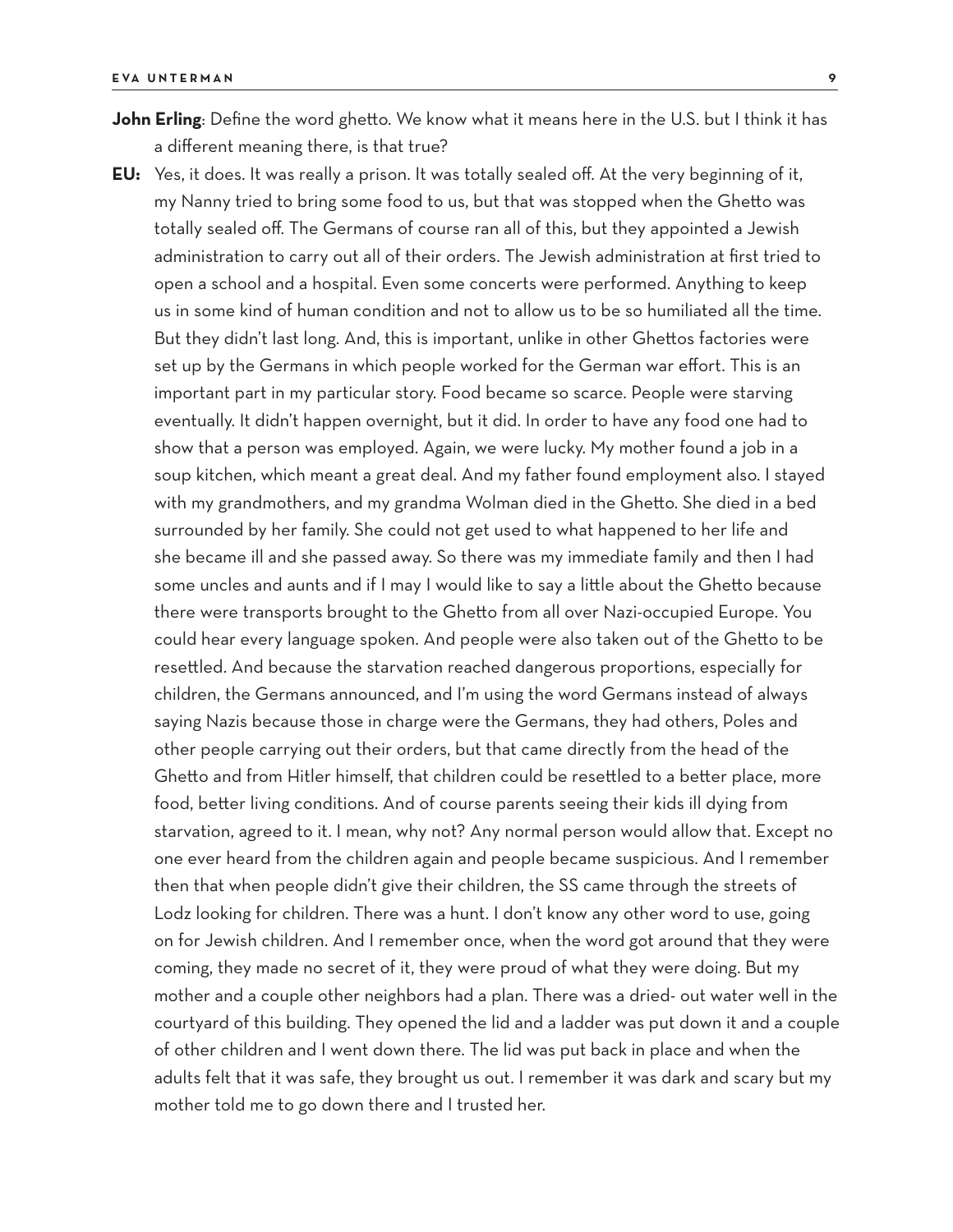**John Erling**: Define the word ghetto. We know what it means here in the U.S. but I think it has a different meaning there, is that true?

**EU:** Yes, it does. It was really a prison. It was totally sealed off. At the very beginning of it, my Nanny tried to bring some food to us, but that was stopped when the Ghetto was totally sealed off. The Germans of course ran all of this, but they appointed a Jewish administration to carry out all of their orders. The Jewish administration at first tried to open a school and a hospital. Even some concerts were performed. Anything to keep us in some kind of human condition and not to allow us to be so humiliated all the time. But they didn't last long. And, this is important, unlike in other Ghettos factories were set up by the Germans in which people worked for the German war effort. This is an important part in my particular story. Food became so scarce. People were starving eventually. It didn't happen overnight, but it did. In order to have any food one had to show that a person was employed. Again, we were lucky. My mother found a job in a soup kitchen, which meant a great deal. And my father found employment also. I stayed with my grandmothers, and my grandma Wolman died in the Ghetto. She died in a bed surrounded by her family. She could not get used to what happened to her life and she became ill and she passed away. So there was my immediate family and then I had some uncles and aunts and if I may I would like to say a little about the Ghetto because there were transports brought to the Ghetto from all over Nazi-occupied Europe. You could hear every language spoken. And people were also taken out of the Ghetto to be resettled. And because the starvation reached dangerous proportions, especially for children, the Germans announced, and I'm using the word Germans instead of always saying Nazis because those in charge were the Germans, they had others, Poles and other people carrying out their orders, but that came directly from the head of the Ghetto and from Hitler himself, that children could be resettled to a better place, more food, better living conditions. And of course parents seeing their kids ill dying from starvation, agreed to it. I mean, why not? Any normal person would allow that. Except no one ever heard from the children again and people became suspicious. And I remember then that when people didn't give their children, the SS came through the streets of Lodz looking for children. There was a hunt. I don't know any other word to use, going on for Jewish children. And I remember once, when the word got around that they were coming, they made no secret of it, they were proud of what they were doing. But my mother and a couple other neighbors had a plan. There was a dried- out water well in the courtyard of this building. They opened the lid and a ladder was put down it and a couple of other children and I went down there. The lid was put back in place and when the adults felt that it was safe, they brought us out. I remember it was dark and scary but my mother told me to go down there and I trusted her.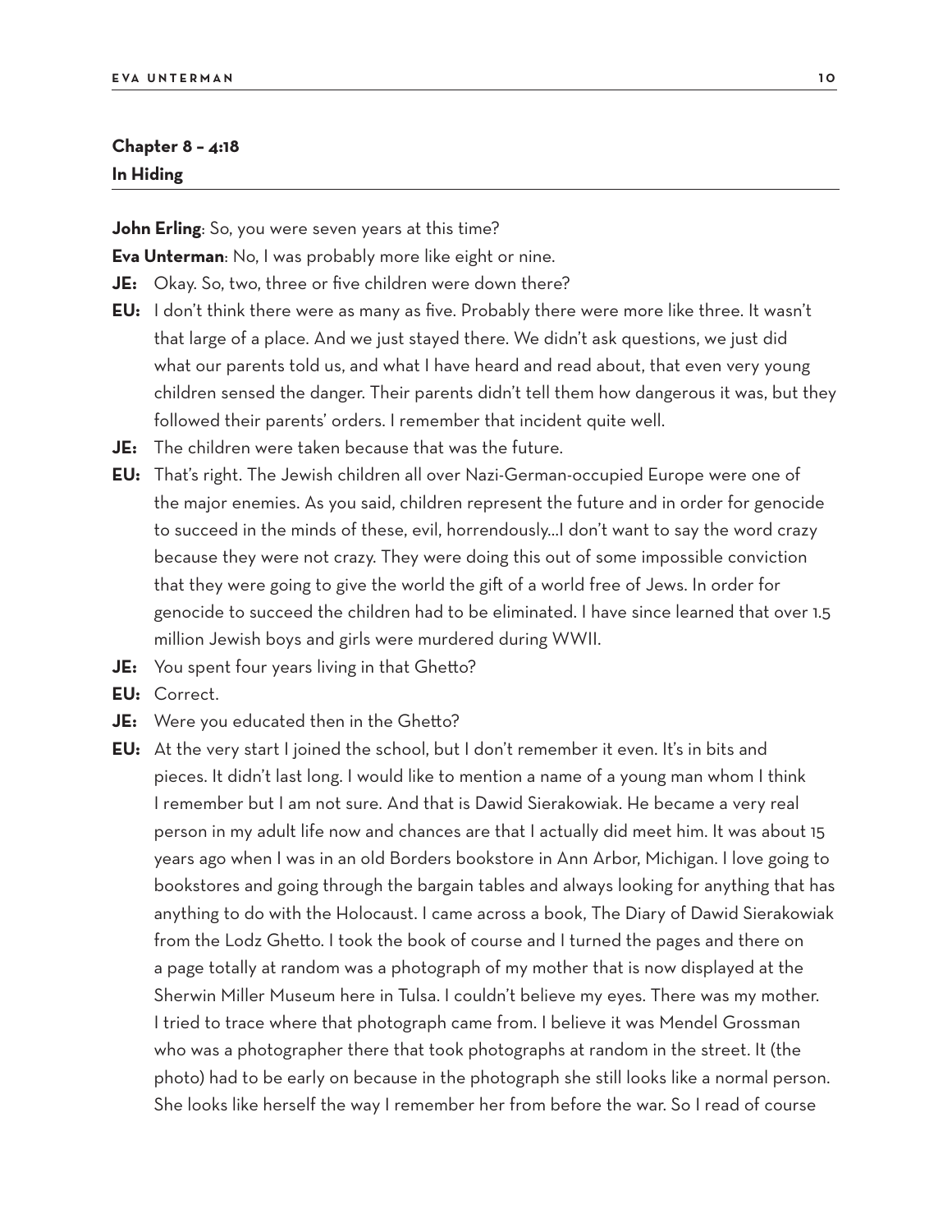## Chapter 8 – 4:18
## In Hiding

**John Erling**: So, you were seven years at this time?

**Eva Unterman**: No, I was probably more like eight or nine.

**JE:** Okay. So, two, three or five children were down there?

**EU:** I don't think there were as many as five. Probably there were more like three. It wasn't that large of a place. And we just stayed there. We didn't ask questions, we just did what our parents told us, and what I have heard and read about, that even very young children sensed the danger. Their parents didn't tell them how dangerous it was, but they followed their parents' orders. I remember that incident quite well.

**JE:** The children were taken because that was the future.

**EU:** That's right. The Jewish children all over Nazi-German-occupied Europe were one of the major enemies. As you said, children represent the future and in order for genocide to succeed in the minds of these, evil, horrendously…I don't want to say the word crazy because they were not crazy. They were doing this out of some impossible conviction that they were going to give the world the gift of a world free of Jews. In order for genocide to succeed the children had to be eliminated. I have since learned that over 1.5 million Jewish boys and girls were murdered during WWII.

**JE:** You spent four years living in that Ghetto?

**EU:** Correct.

**JE:** Were you educated then in the Ghetto?

**EU:** At the very start I joined the school, but I don't remember it even. It's in bits and pieces. It didn't last long. I would like to mention a name of a young man whom I think I remember but I am not sure. And that is Dawid Sierakowiak. He became a very real person in my adult life now and chances are that I actually did meet him. It was about 15 years ago when I was in an old Borders bookstore in Ann Arbor, Michigan. I love going to bookstores and going through the bargain tables and always looking for anything that has anything to do with the Holocaust. I came across a book, The Diary of Dawid Sierakowiak from the Lodz Ghetto. I took the book of course and I turned the pages and there on a page totally at random was a photograph of my mother that is now displayed at the Sherwin Miller Museum here in Tulsa. I couldn't believe my eyes. There was my mother. I tried to trace where that photograph came from. I believe it was Mendel Grossman who was a photographer there that took photographs at random in the street. It (the photo) had to be early on because in the photograph she still looks like a normal person. She looks like herself the way I remember her from before the war. So I read of course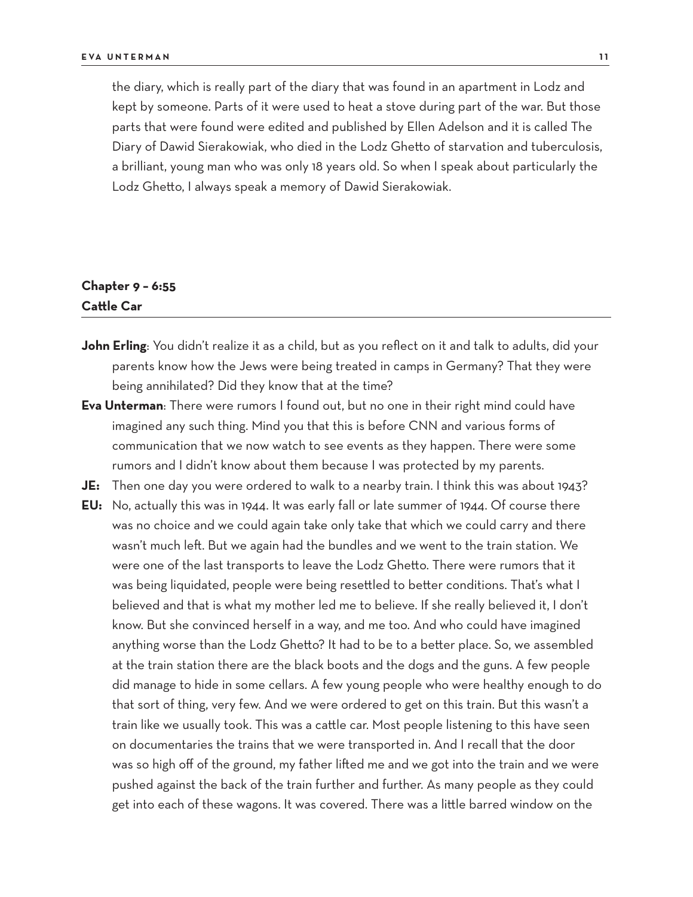the diary, which is really part of the diary that was found in an apartment in Lodz and kept by someone. Parts of it were used to heat a stove during part of the war. But those parts that were found were edited and published by Ellen Adelson and it is called The Diary of Dawid Sierakowiak, who died in the Lodz Ghetto of starvation and tuberculosis, a brilliant, young man who was only 18 years old. So when I speak about particularly the Lodz Ghetto, I always speak a memory of Dawid Sierakowiak.

## Chapter 9 – 6:55
## Cattle Car

**John Erling**: You didn't realize it as a child, but as you reflect on it and talk to adults, did your parents know how the Jews were being treated in camps in Germany? That they were being annihilated? Did they know that at the time?

**Eva Unterman**: There were rumors I found out, but no one in their right mind could have imagined any such thing. Mind you that this is before CNN and various forms of communication that we now watch to see events as they happen. There were some rumors and I didn't know about them because I was protected by my parents.

**JE:** Then one day you were ordered to walk to a nearby train. I think this was about 1943?

**EU:** No, actually this was in 1944. It was early fall or late summer of 1944. Of course there was no choice and we could again take only take that which we could carry and there wasn't much left. But we again had the bundles and we went to the train station. We were one of the last transports to leave the Lodz Ghetto. There were rumors that it was being liquidated, people were being resettled to better conditions. That's what I believed and that is what my mother led me to believe. If she really believed it, I don't know. But she convinced herself in a way, and me too. And who could have imagined anything worse than the Lodz Ghetto? It had to be to a better place. So, we assembled at the train station there are the black boots and the dogs and the guns. A few people did manage to hide in some cellars. A few young people who were healthy enough to do that sort of thing, very few. And we were ordered to get on this train. But this wasn't a train like we usually took. This was a cattle car. Most people listening to this have seen on documentaries the trains that we were transported in. And I recall that the door was so high off of the ground, my father lifted me and we got into the train and we were pushed against the back of the train further and further. As many people as they could get into each of these wagons. It was covered. There was a little barred window on the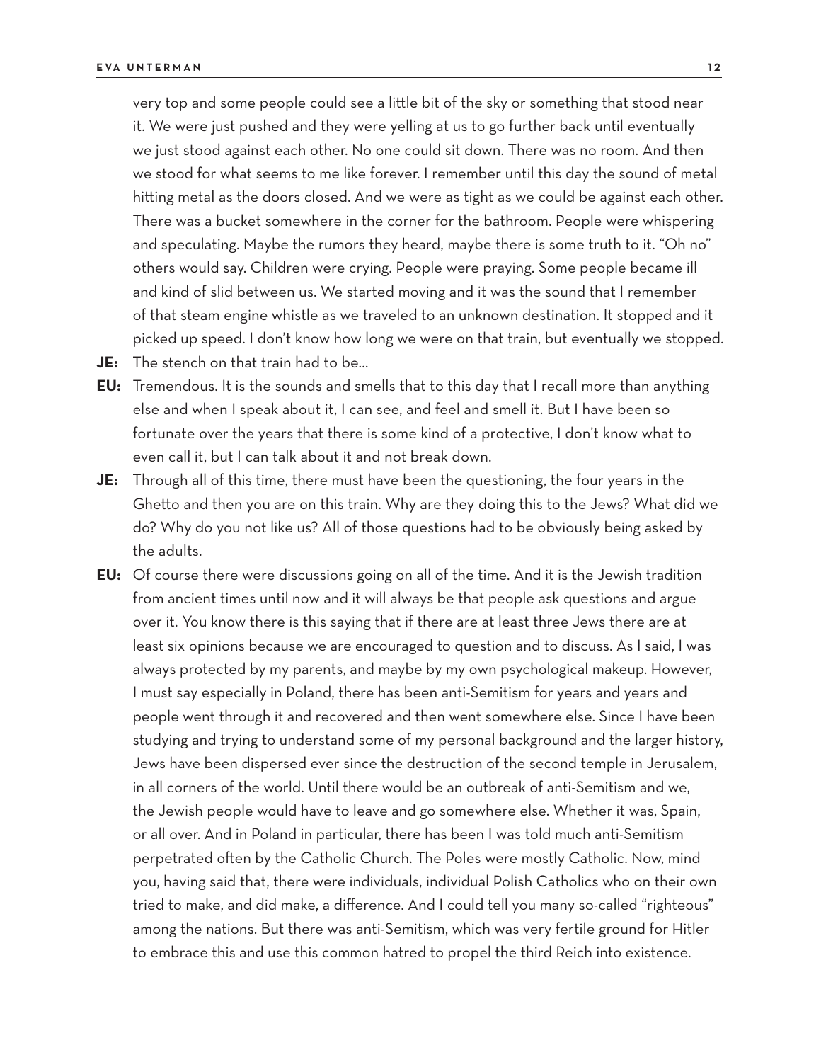very top and some people could see a little bit of the sky or something that stood near it. We were just pushed and they were yelling at us to go further back until eventually we just stood against each other. No one could sit down. There was no room. And then we stood for what seems to me like forever. I remember until this day the sound of metal hitting metal as the doors closed. And we were as tight as we could be against each other. There was a bucket somewhere in the corner for the bathroom. People were whispering and speculating. Maybe the rumors they heard, maybe there is some truth to it. "Oh no" others would say. Children were crying. People were praying. Some people became ill and kind of slid between us. We started moving and it was the sound that I remember of that steam engine whistle as we traveled to an unknown destination. It stopped and it picked up speed. I don't know how long we were on that train, but eventually we stopped.

**JE:** The stench on that train had to be...

**EU:** Tremendous. It is the sounds and smells that to this day that I recall more than anything else and when I speak about it, I can see, and feel and smell it. But I have been so fortunate over the years that there is some kind of a protective, I don't know what to even call it, but I can talk about it and not break down.

**JE:** Through all of this time, there must have been the questioning, the four years in the Ghetto and then you are on this train. Why are they doing this to the Jews? What did we do? Why do you not like us? All of those questions had to be obviously being asked by the adults.

**EU:** Of course there were discussions going on all of the time. And it is the Jewish tradition from ancient times until now and it will always be that people ask questions and argue over it. You know there is this saying that if there are at least three Jews there are at least six opinions because we are encouraged to question and to discuss. As I said, I was always protected by my parents, and maybe by my own psychological makeup. However, I must say especially in Poland, there has been anti-Semitism for years and years and people went through it and recovered and then went somewhere else. Since I have been studying and trying to understand some of my personal background and the larger history, Jews have been dispersed ever since the destruction of the second temple in Jerusalem, in all corners of the world. Until there would be an outbreak of anti-Semitism and we, the Jewish people would have to leave and go somewhere else. Whether it was, Spain, or all over. And in Poland in particular, there has been I was told much anti-Semitism perpetrated often by the Catholic Church. The Poles were mostly Catholic. Now, mind you, having said that, there were individuals, individual Polish Catholics who on their own tried to make, and did make, a difference. And I could tell you many so-called "righteous" among the nations. But there was anti-Semitism, which was very fertile ground for Hitler to embrace this and use this common hatred to propel the third Reich into existence.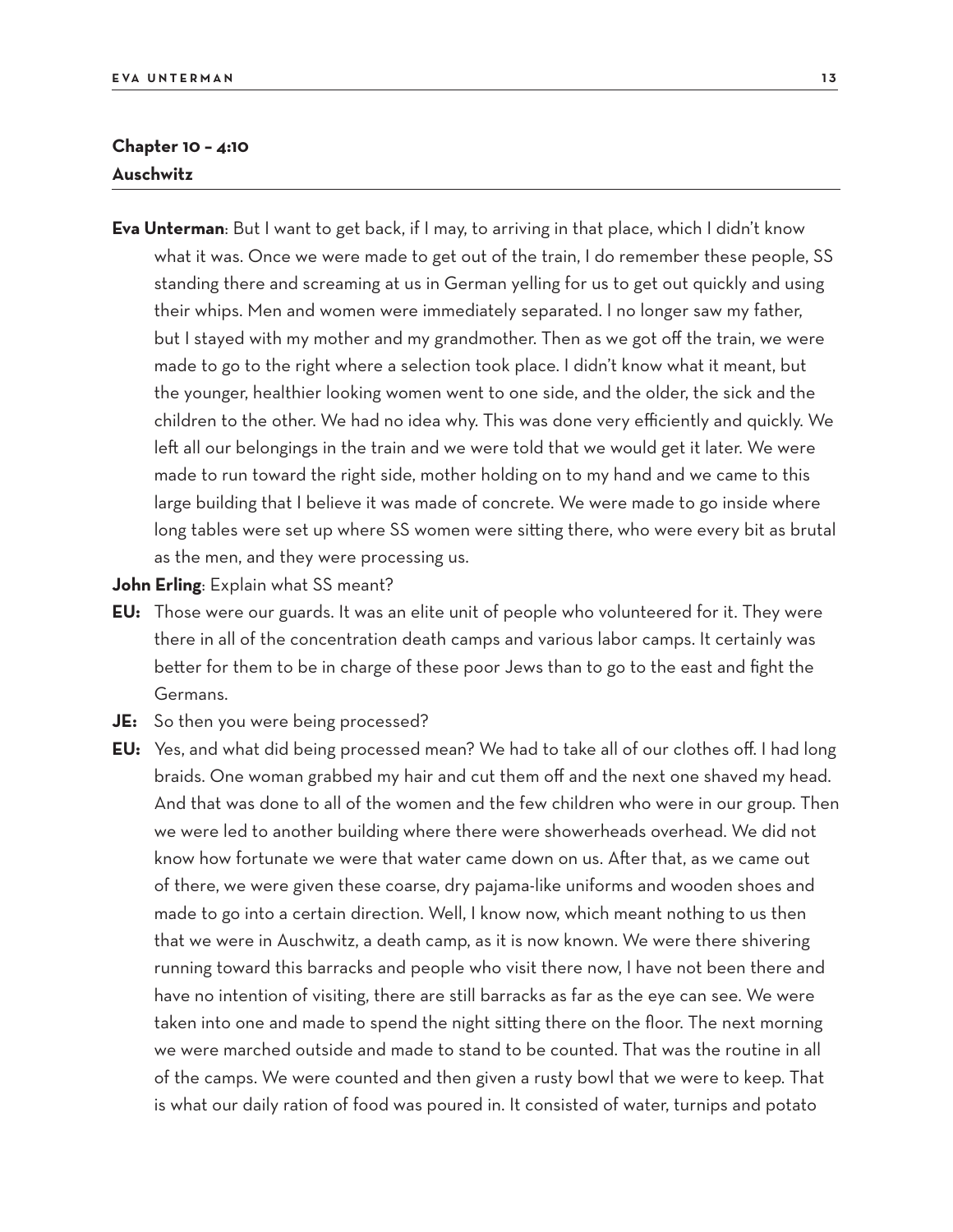## Chapter 10 – 4:10
## Auschwitz

**Eva Unterman**: But I want to get back, if I may, to arriving in that place, which I didn't know what it was. Once we were made to get out of the train, I do remember these people, SS standing there and screaming at us in German yelling for us to get out quickly and using their whips. Men and women were immediately separated. I no longer saw my father, but I stayed with my mother and my grandmother. Then as we got off the train, we were made to go to the right where a selection took place. I didn't know what it meant, but the younger, healthier looking women went to one side, and the older, the sick and the children to the other. We had no idea why. This was done very efficiently and quickly. We left all our belongings in the train and we were told that we would get it later. We were made to run toward the right side, mother holding on to my hand and we came to this large building that I believe it was made of concrete. We were made to go inside where long tables were set up where SS women were sitting there, who were every bit as brutal as the men, and they were processing us.

**John Erling**: Explain what SS meant?

**EU:** Those were our guards. It was an elite unit of people who volunteered for it. They were there in all of the concentration death camps and various labor camps. It certainly was better for them to be in charge of these poor Jews than to go to the east and fight the Germans.

**JE:** So then you were being processed?

**EU:** Yes, and what did being processed mean? We had to take all of our clothes off. I had long braids. One woman grabbed my hair and cut them off and the next one shaved my head. And that was done to all of the women and the few children who were in our group. Then we were led to another building where there were showerheads overhead. We did not know how fortunate we were that water came down on us. After that, as we came out of there, we were given these coarse, dry pajama-like uniforms and wooden shoes and made to go into a certain direction. Well, I know now, which meant nothing to us then that we were in Auschwitz, a death camp, as it is now known. We were there shivering running toward this barracks and people who visit there now, I have not been there and have no intention of visiting, there are still barracks as far as the eye can see. We were taken into one and made to spend the night sitting there on the floor. The next morning we were marched outside and made to stand to be counted. That was the routine in all of the camps. We were counted and then given a rusty bowl that we were to keep. That is what our daily ration of food was poured in. It consisted of water, turnips and potato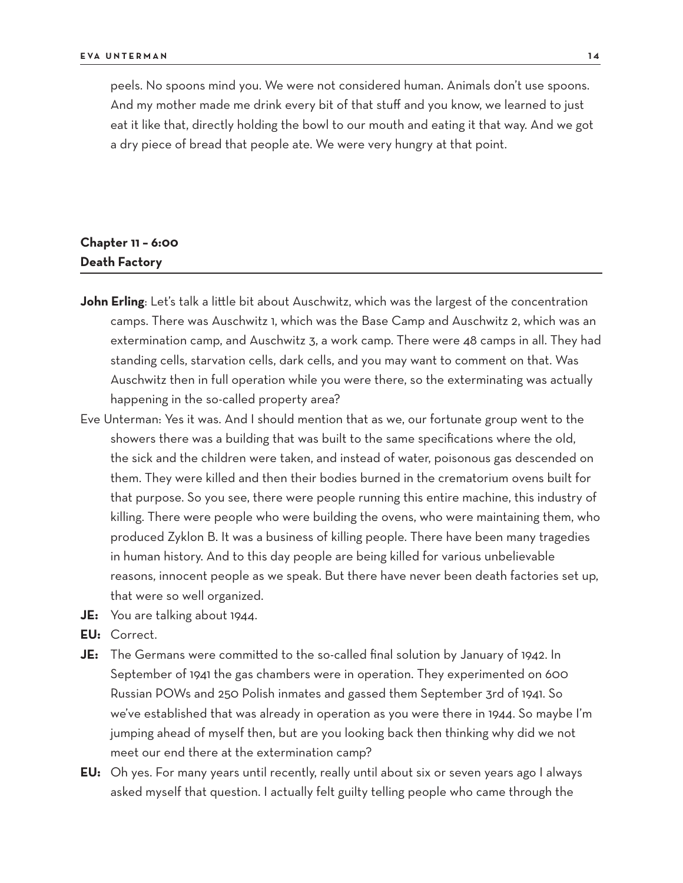peels. No spoons mind you. We were not considered human. Animals don't use spoons. And my mother made me drink every bit of that stuff and you know, we learned to just eat it like that, directly holding the bowl to our mouth and eating it that way. And we got a dry piece of bread that people ate. We were very hungry at that point.

## Chapter 11 – 6:00
## Death Factory

**John Erling**: Let's talk a little bit about Auschwitz, which was the largest of the concentration camps. There was Auschwitz 1, which was the Base Camp and Auschwitz 2, which was an extermination camp, and Auschwitz 3, a work camp. There were 48 camps in all. They had standing cells, starvation cells, dark cells, and you may want to comment on that. Was Auschwitz then in full operation while you were there, so the exterminating was actually happening in the so-called property area?

Eve Unterman: Yes it was. And I should mention that as we, our fortunate group went to the showers there was a building that was built to the same specifications where the old, the sick and the children were taken, and instead of water, poisonous gas descended on them. They were killed and then their bodies burned in the crematorium ovens built for that purpose. So you see, there were people running this entire machine, this industry of killing. There were people who were building the ovens, who were maintaining them, who produced Zyklon B. It was a business of killing people. There have been many tragedies in human history. And to this day people are being killed for various unbelievable reasons, innocent people as we speak. But there have never been death factories set up, that were so well organized.

**JE:** You are talking about 1944.

**EU:** Correct.

**JE:** The Germans were committed to the so-called final solution by January of 1942. In September of 1941 the gas chambers were in operation. They experimented on 600 Russian POWs and 250 Polish inmates and gassed them September 3rd of 1941. So we've established that was already in operation as you were there in 1944. So maybe I'm jumping ahead of myself then, but are you looking back then thinking why did we not meet our end there at the extermination camp?

**EU:** Oh yes. For many years until recently, really until about six or seven years ago I always asked myself that question. I actually felt guilty telling people who came through the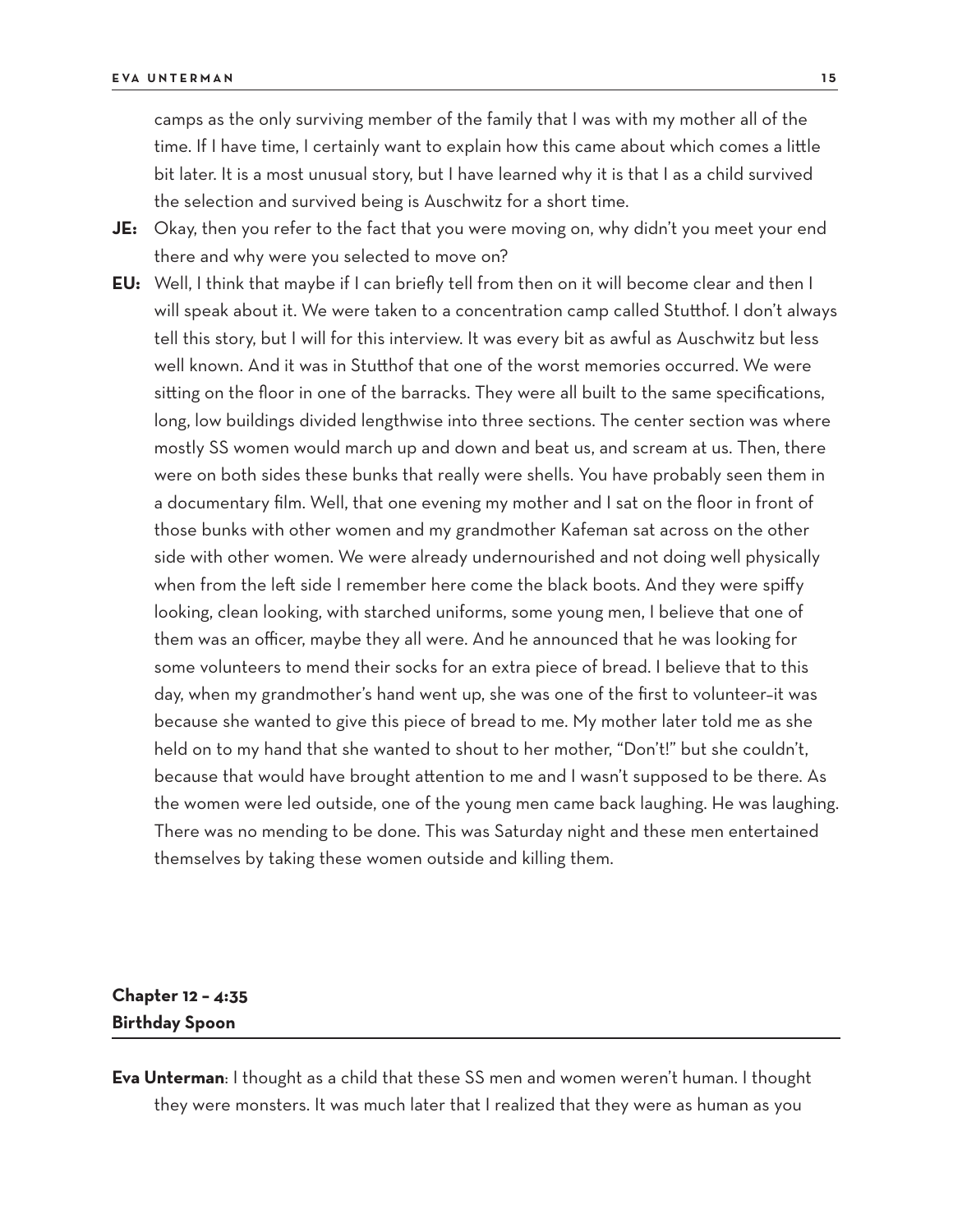camps as the only surviving member of the family that I was with my mother all of the time. If I have time, I certainly want to explain how this came about which comes a little bit later. It is a most unusual story, but I have learned why it is that I as a child survived the selection and survived being is Auschwitz for a short time.

**JE:** Okay, then you refer to the fact that you were moving on, why didn't you meet your end there and why were you selected to move on?

**EU:** Well, I think that maybe if I can briefly tell from then on it will become clear and then I will speak about it. We were taken to a concentration camp called Stutthof. I don't always tell this story, but I will for this interview. It was every bit as awful as Auschwitz but less well known. And it was in Stutthof that one of the worst memories occurred. We were sitting on the floor in one of the barracks. They were all built to the same specifications, long, low buildings divided lengthwise into three sections. The center section was where mostly SS women would march up and down and beat us, and scream at us. Then, there were on both sides these bunks that really were shells. You have probably seen them in a documentary film. Well, that one evening my mother and I sat on the floor in front of those bunks with other women and my grandmother Kafeman sat across on the other side with other women. We were already undernourished and not doing well physically when from the left side I remember here come the black boots. And they were spiffy looking, clean looking, with starched uniforms, some young men, I believe that one of them was an officer, maybe they all were. And he announced that he was looking for some volunteers to mend their socks for an extra piece of bread. I believe that to this day, when my grandmother's hand went up, she was one of the first to volunteer–it was because she wanted to give this piece of bread to me. My mother later told me as she held on to my hand that she wanted to shout to her mother, "Don't!" but she couldn't, because that would have brought attention to me and I wasn't supposed to be there. As the women were led outside, one of the young men came back laughing. He was laughing. There was no mending to be done. This was Saturday night and these men entertained themselves by taking these women outside and killing them.

## Chapter 12 – 4:35
## Birthday Spoon

**Eva Unterman**: I thought as a child that these SS men and women weren't human. I thought they were monsters. It was much later that I realized that they were as human as you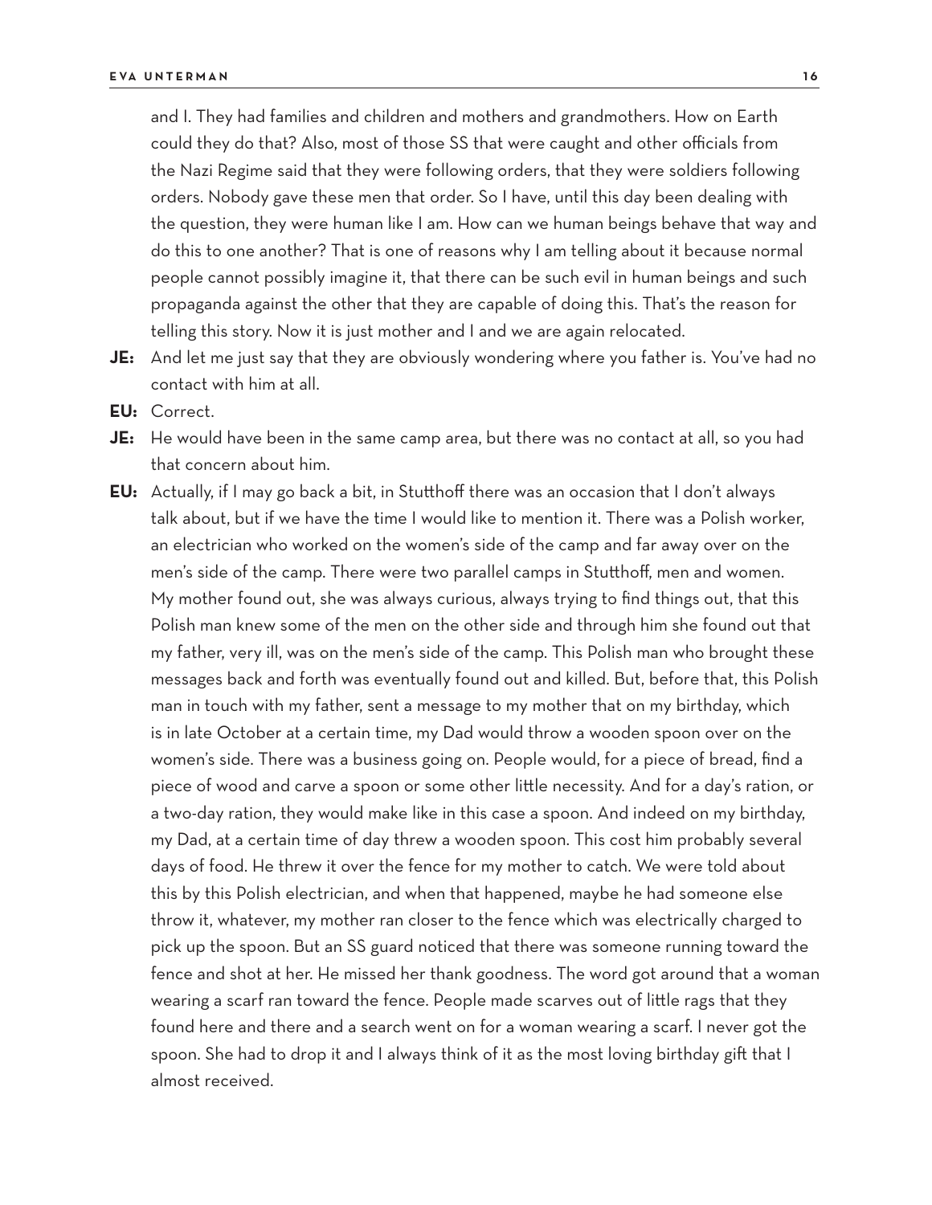and I. They had families and children and mothers and grandmothers. How on Earth could they do that? Also, most of those SS that were caught and other officials from the Nazi Regime said that they were following orders, that they were soldiers following orders. Nobody gave these men that order. So I have, until this day been dealing with the question, they were human like I am. How can we human beings behave that way and do this to one another? That is one of reasons why I am telling about it because normal people cannot possibly imagine it, that there can be such evil in human beings and such propaganda against the other that they are capable of doing this. That's the reason for telling this story. Now it is just mother and I and we are again relocated.

**JE:** And let me just say that they are obviously wondering where you father is. You've had no contact with him at all.

**EU:** Correct.

**JE:** He would have been in the same camp area, but there was no contact at all, so you had that concern about him.

**EU:** Actually, if I may go back a bit, in Stutthoff there was an occasion that I don't always talk about, but if we have the time I would like to mention it. There was a Polish worker, an electrician who worked on the women's side of the camp and far away over on the men's side of the camp. There were two parallel camps in Stutthoff, men and women. My mother found out, she was always curious, always trying to find things out, that this Polish man knew some of the men on the other side and through him she found out that my father, very ill, was on the men's side of the camp. This Polish man who brought these messages back and forth was eventually found out and killed. But, before that, this Polish man in touch with my father, sent a message to my mother that on my birthday, which is in late October at a certain time, my Dad would throw a wooden spoon over on the women's side. There was a business going on. People would, for a piece of bread, find a piece of wood and carve a spoon or some other little necessity. And for a day's ration, or a two-day ration, they would make like in this case a spoon. And indeed on my birthday, my Dad, at a certain time of day threw a wooden spoon. This cost him probably several days of food. He threw it over the fence for my mother to catch. We were told about this by this Polish electrician, and when that happened, maybe he had someone else throw it, whatever, my mother ran closer to the fence which was electrically charged to pick up the spoon. But an SS guard noticed that there was someone running toward the fence and shot at her. He missed her thank goodness. The word got around that a woman wearing a scarf ran toward the fence. People made scarves out of little rags that they found here and there and a search went on for a woman wearing a scarf. I never got the spoon. She had to drop it and I always think of it as the most loving birthday gift that I almost received.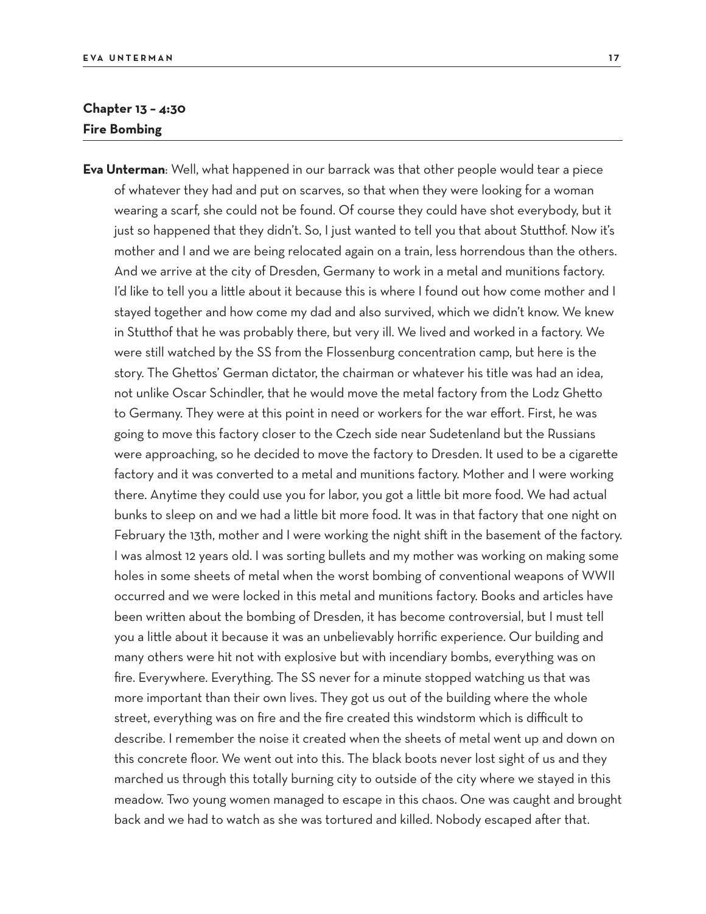**Chapter 13 – 4:30**
**Fire Bombing**

**Eva Unterman**: Well, what happened in our barrack was that other people would tear a piece of whatever they had and put on scarves, so that when they were looking for a woman wearing a scarf, she could not be found. Of course they could have shot everybody, but it just so happened that they didn't. So, I just wanted to tell you that about Stutthof. Now it's mother and I and we are being relocated again on a train, less horrendous than the others. And we arrive at the city of Dresden, Germany to work in a metal and munitions factory. I'd like to tell you a little about it because this is where I found out how come mother and I stayed together and how come my dad and also survived, which we didn't know. We knew in Stutthof that he was probably there, but very ill. We lived and worked in a factory. We were still watched by the SS from the Flossenburg concentration camp, but here is the story. The Ghettos' German dictator, the chairman or whatever his title was had an idea, not unlike Oscar Schindler, that he would move the metal factory from the Lodz Ghetto to Germany. They were at this point in need or workers for the war effort. First, he was going to move this factory closer to the Czech side near Sudetenland but the Russians were approaching, so he decided to move the factory to Dresden. It used to be a cigarette factory and it was converted to a metal and munitions factory. Mother and I were working there. Anytime they could use you for labor, you got a little bit more food. We had actual bunks to sleep on and we had a little bit more food. It was in that factory that one night on February the 13th, mother and I were working the night shift in the basement of the factory. I was almost 12 years old. I was sorting bullets and my mother was working on making some holes in some sheets of metal when the worst bombing of conventional weapons of WWII occurred and we were locked in this metal and munitions factory. Books and articles have been written about the bombing of Dresden, it has become controversial, but I must tell you a little about it because it was an unbelievably horrific experience. Our building and many others were hit not with explosive but with incendiary bombs, everything was on fire. Everywhere. Everything. The SS never for a minute stopped watching us that was more important than their own lives. They got us out of the building where the whole street, everything was on fire and the fire created this windstorm which is difficult to describe. I remember the noise it created when the sheets of metal went up and down on this concrete floor. We went out into this. The black boots never lost sight of us and they marched us through this totally burning city to outside of the city where we stayed in this meadow. Two young women managed to escape in this chaos. One was caught and brought back and we had to watch as she was tortured and killed. Nobody escaped after that.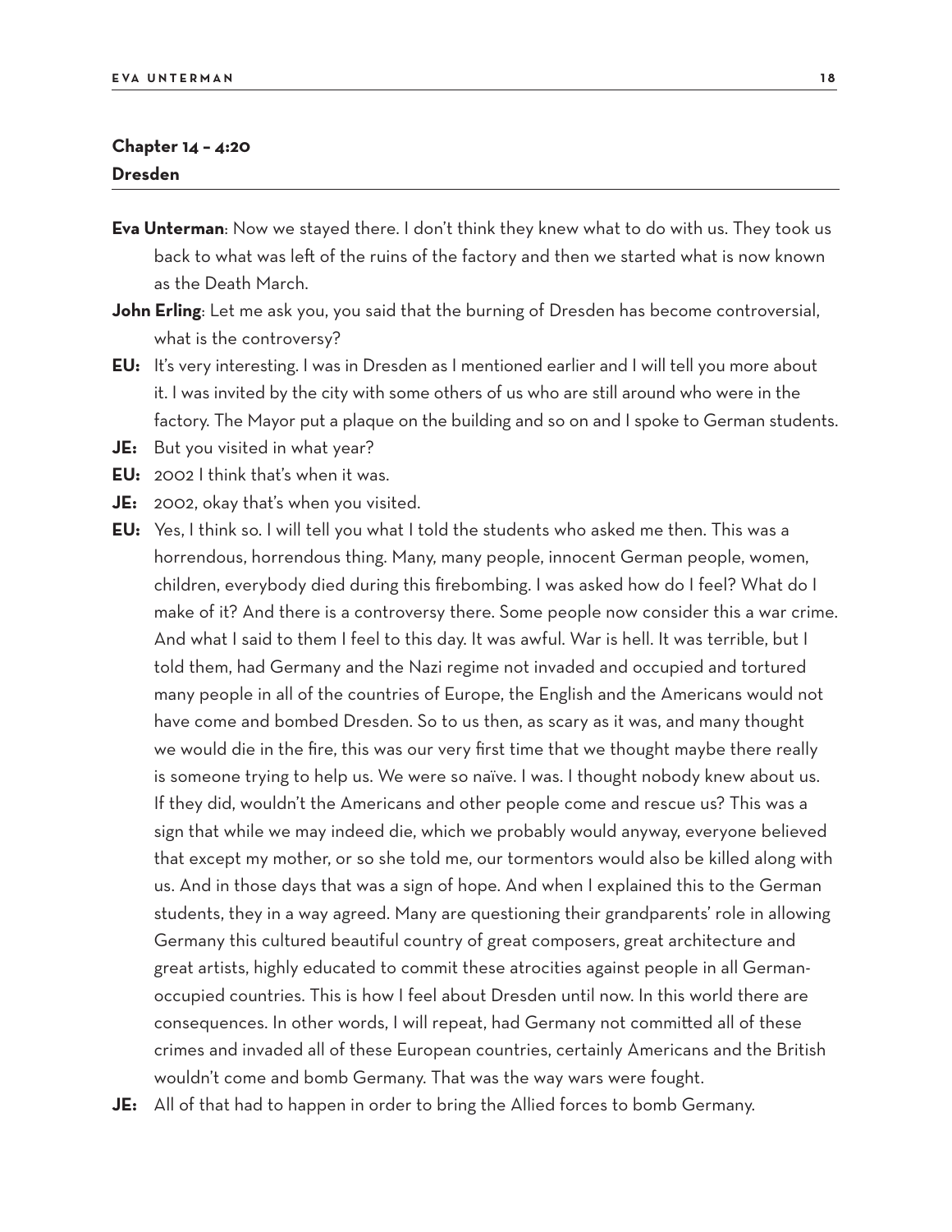## Chapter 14 – 4:20
## Dresden

**Eva Unterman**: Now we stayed there. I don't think they knew what to do with us. They took us back to what was left of the ruins of the factory and then we started what is now known as the Death March.

**John Erling**: Let me ask you, you said that the burning of Dresden has become controversial, what is the controversy?

**EU:** It's very interesting. I was in Dresden as I mentioned earlier and I will tell you more about it. I was invited by the city with some others of us who are still around who were in the factory. The Mayor put a plaque on the building and so on and I spoke to German students.

**JE:** But you visited in what year?

**EU:** 2002 I think that's when it was.

**JE:** 2002, okay that's when you visited.

**EU:** Yes, I think so. I will tell you what I told the students who asked me then. This was a horrendous, horrendous thing. Many, many people, innocent German people, women, children, everybody died during this firebombing. I was asked how do I feel? What do I make of it? And there is a controversy there. Some people now consider this a war crime. And what I said to them I feel to this day. It was awful. War is hell. It was terrible, but I told them, had Germany and the Nazi regime not invaded and occupied and tortured many people in all of the countries of Europe, the English and the Americans would not have come and bombed Dresden. So to us then, as scary as it was, and many thought we would die in the fire, this was our very first time that we thought maybe there really is someone trying to help us. We were so naïve. I was. I thought nobody knew about us. If they did, wouldn't the Americans and other people come and rescue us? This was a sign that while we may indeed die, which we probably would anyway, everyone believed that except my mother, or so she told me, our tormentors would also be killed along with us. And in those days that was a sign of hope. And when I explained this to the German students, they in a way agreed. Many are questioning their grandparents' role in allowing Germany this cultured beautiful country of great composers, great architecture and great artists, highly educated to commit these atrocities against people in all German-occupied countries. This is how I feel about Dresden until now. In this world there are consequences. In other words, I will repeat, had Germany not committed all of these crimes and invaded all of these European countries, certainly Americans and the British wouldn't come and bomb Germany. That was the way wars were fought.

**JE:** All of that had to happen in order to bring the Allied forces to bomb Germany.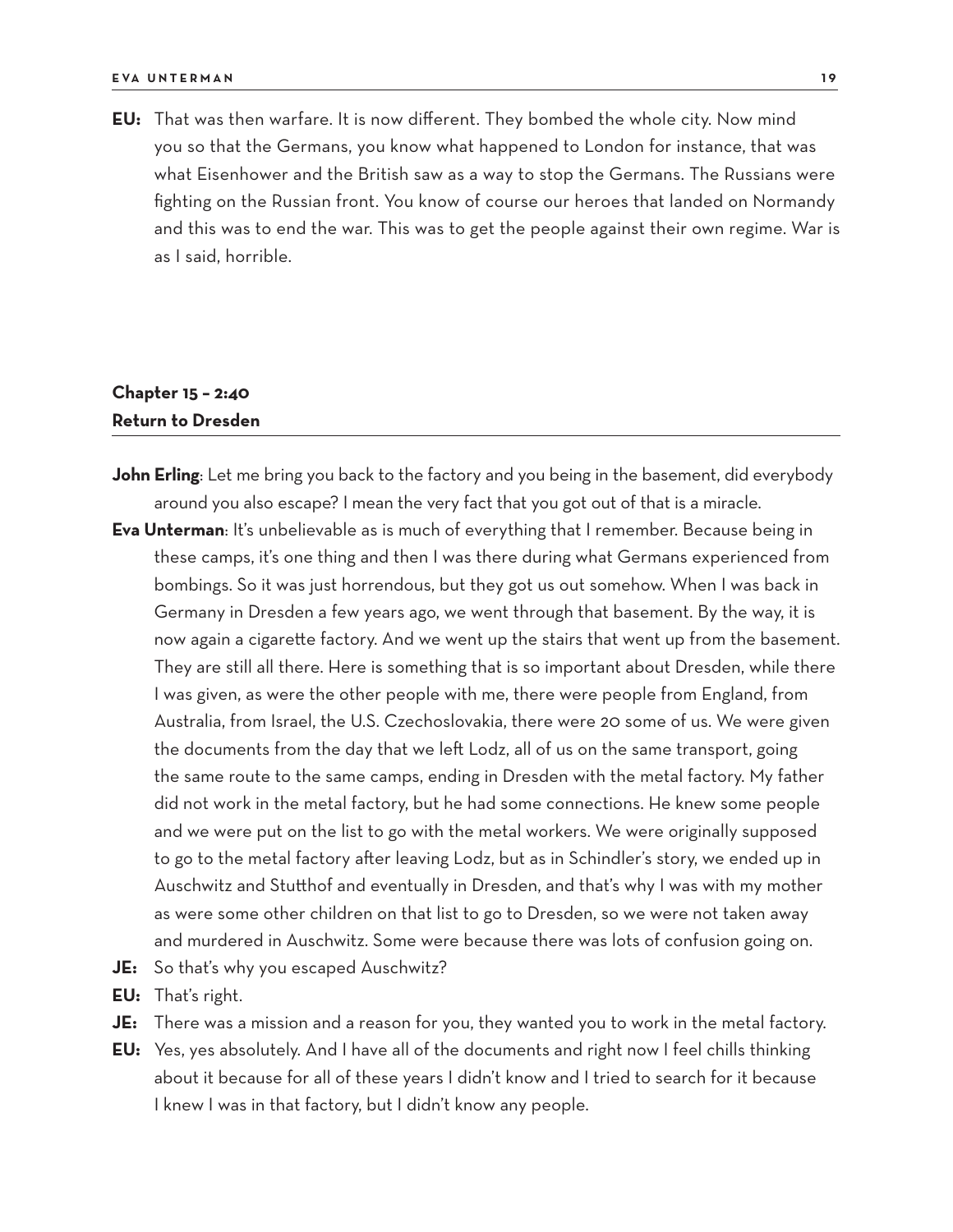**EU:** That was then warfare. It is now different. They bombed the whole city. Now mind you so that the Germans, you know what happened to London for instance, that was what Eisenhower and the British saw as a way to stop the Germans. The Russians were fighting on the Russian front. You know of course our heroes that landed on Normandy and this was to end the war. This was to get the people against their own regime. War is as I said, horrible.

## Chapter 15 – 2:40
## Return to Dresden

**John Erling**: Let me bring you back to the factory and you being in the basement, did everybody around you also escape? I mean the very fact that you got out of that is a miracle.

**Eva Unterman**: It's unbelievable as is much of everything that I remember. Because being in these camps, it's one thing and then I was there during what Germans experienced from bombings. So it was just horrendous, but they got us out somehow. When I was back in Germany in Dresden a few years ago, we went through that basement. By the way, it is now again a cigarette factory. And we went up the stairs that went up from the basement. They are still all there. Here is something that is so important about Dresden, while there I was given, as were the other people with me, there were people from England, from Australia, from Israel, the U.S. Czechoslovakia, there were 20 some of us. We were given the documents from the day that we left Lodz, all of us on the same transport, going the same route to the same camps, ending in Dresden with the metal factory. My father did not work in the metal factory, but he had some connections. He knew some people and we were put on the list to go with the metal workers. We were originally supposed to go to the metal factory after leaving Lodz, but as in Schindler's story, we ended up in Auschwitz and Stutthof and eventually in Dresden, and that's why I was with my mother as were some other children on that list to go to Dresden, so we were not taken away and murdered in Auschwitz. Some were because there was lots of confusion going on.

**JE:** So that's why you escaped Auschwitz?

**EU:** That's right.

**JE:** There was a mission and a reason for you, they wanted you to work in the metal factory.

**EU:** Yes, yes absolutely. And I have all of the documents and right now I feel chills thinking about it because for all of these years I didn't know and I tried to search for it because I knew I was in that factory, but I didn't know any people.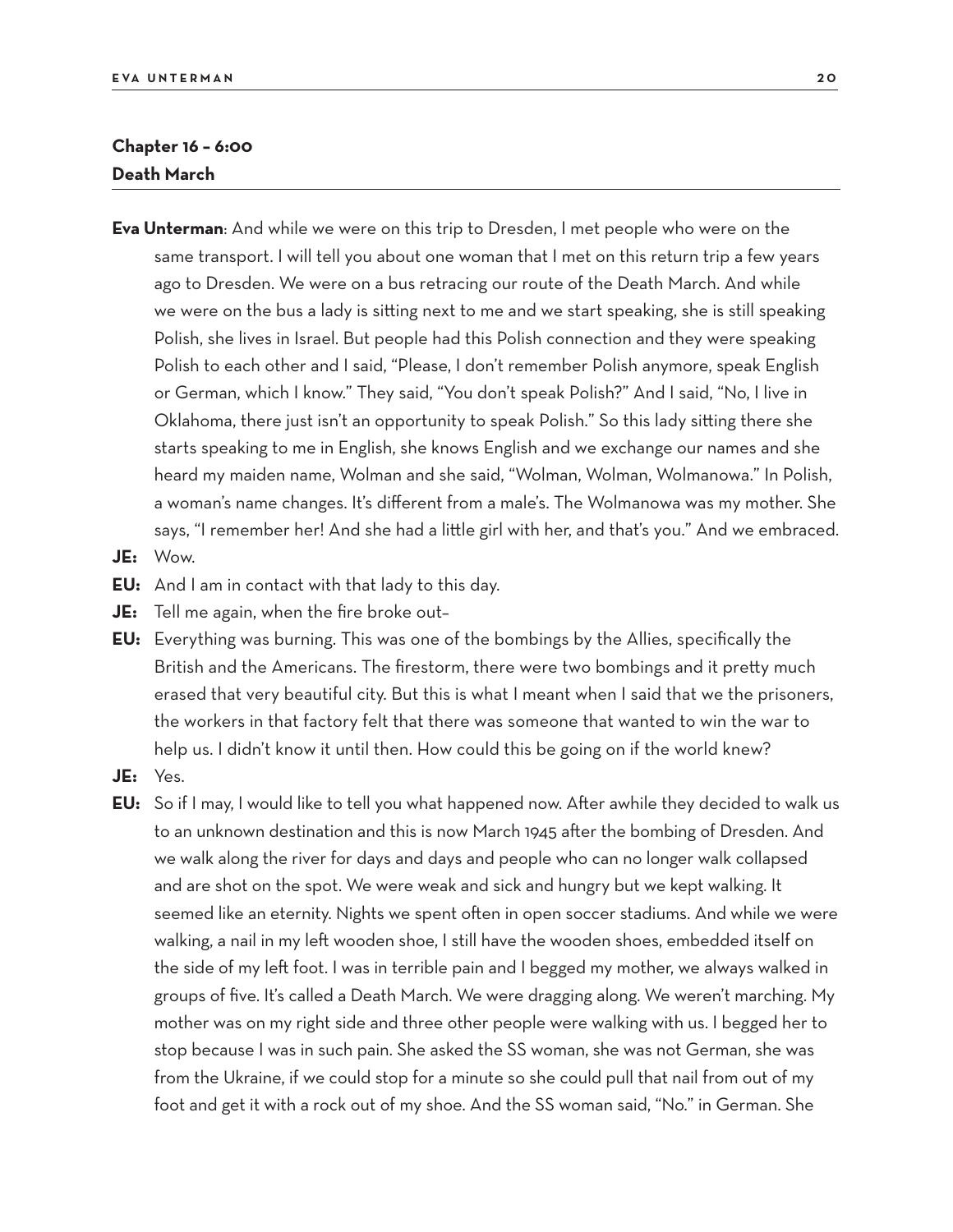## Chapter 16 – 6:00
## Death March

**Eva Unterman**: And while we were on this trip to Dresden, I met people who were on the same transport. I will tell you about one woman that I met on this return trip a few years ago to Dresden. We were on a bus retracing our route of the Death March. And while we were on the bus a lady is sitting next to me and we start speaking, she is still speaking Polish, she lives in Israel. But people had this Polish connection and they were speaking Polish to each other and I said, "Please, I don't remember Polish anymore, speak English or German, which I know." They said, "You don't speak Polish?" And I said, "No, I live in Oklahoma, there just isn't an opportunity to speak Polish." So this lady sitting there she starts speaking to me in English, she knows English and we exchange our names and she heard my maiden name, Wolman and she said, "Wolman, Wolman, Wolmanowa." In Polish, a woman's name changes. It's different from a male's. The Wolmanowa was my mother. She says, "I remember her! And she had a little girl with her, and that's you." And we embraced.

**JE:** Wow.

**EU:** And I am in contact with that lady to this day.

**JE:** Tell me again, when the fire broke out–

**EU:** Everything was burning. This was one of the bombings by the Allies, specifically the British and the Americans. The firestorm, there were two bombings and it pretty much erased that very beautiful city. But this is what I meant when I said that we the prisoners, the workers in that factory felt that there was someone that wanted to win the war to help us. I didn't know it until then. How could this be going on if the world knew?

**JE:** Yes.

**EU:** So if I may, I would like to tell you what happened now. After awhile they decided to walk us to an unknown destination and this is now March 1945 after the bombing of Dresden. And we walk along the river for days and days and people who can no longer walk collapsed and are shot on the spot. We were weak and sick and hungry but we kept walking. It seemed like an eternity. Nights we spent often in open soccer stadiums. And while we were walking, a nail in my left wooden shoe, I still have the wooden shoes, embedded itself on the side of my left foot. I was in terrible pain and I begged my mother, we always walked in groups of five. It's called a Death March. We were dragging along. We weren't marching. My mother was on my right side and three other people were walking with us. I begged her to stop because I was in such pain. She asked the SS woman, she was not German, she was from the Ukraine, if we could stop for a minute so she could pull that nail from out of my foot and get it with a rock out of my shoe. And the SS woman said, "No." in German. She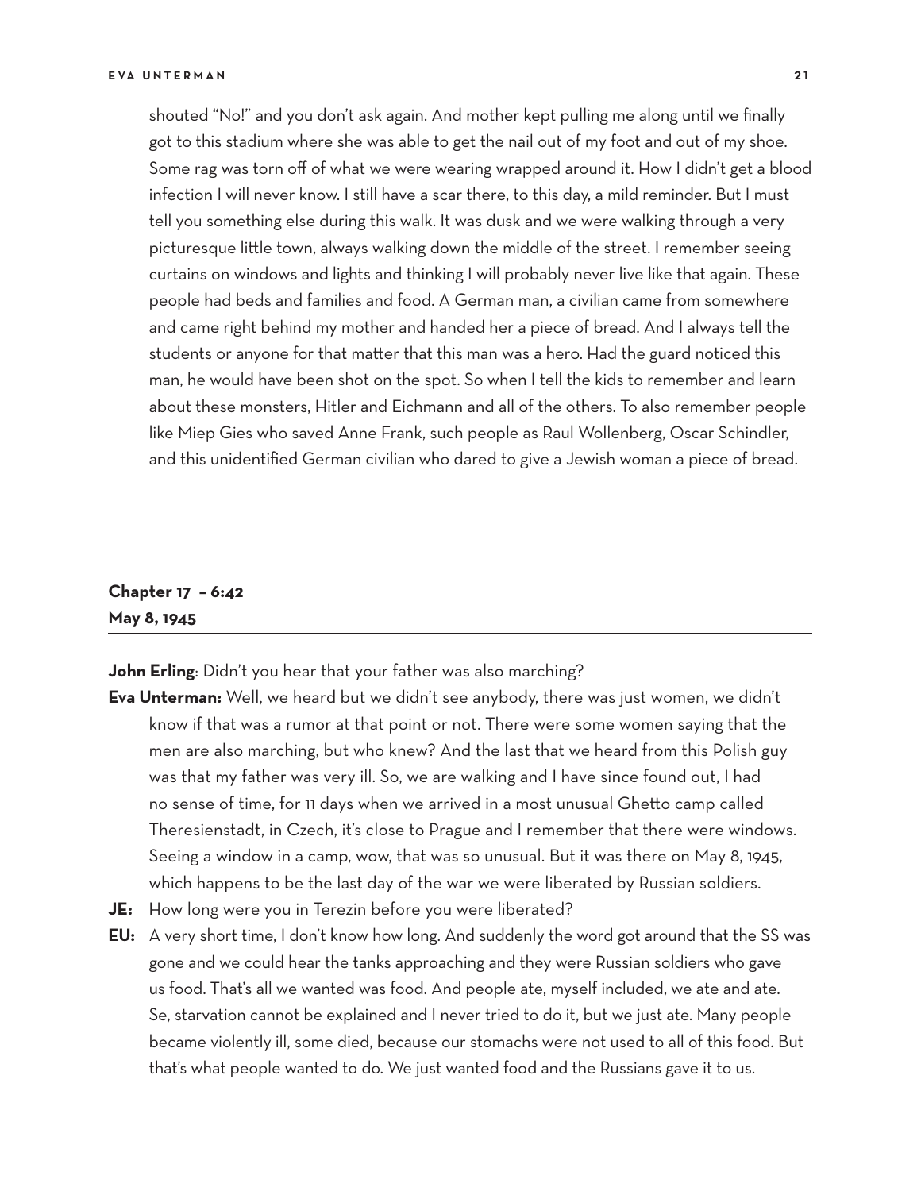shouted "No!" and you don't ask again. And mother kept pulling me along until we finally got to this stadium where she was able to get the nail out of my foot and out of my shoe. Some rag was torn off of what we were wearing wrapped around it. How I didn't get a blood infection I will never know. I still have a scar there, to this day, a mild reminder. But I must tell you something else during this walk. It was dusk and we were walking through a very picturesque little town, always walking down the middle of the street. I remember seeing curtains on windows and lights and thinking I will probably never live like that again. These people had beds and families and food. A German man, a civilian came from somewhere and came right behind my mother and handed her a piece of bread. And I always tell the students or anyone for that matter that this man was a hero. Had the guard noticed this man, he would have been shot on the spot. So when I tell the kids to remember and learn about these monsters, Hitler and Eichmann and all of the others. To also remember people like Miep Gies who saved Anne Frank, such people as Raul Wollenberg, Oscar Schindler, and this unidentified German civilian who dared to give a Jewish woman a piece of bread.

## Chapter 17 – 6:42
## May 8, 1945

**John Erling**: Didn't you hear that your father was also marching?

**Eva Unterman:** Well, we heard but we didn't see anybody, there was just women, we didn't know if that was a rumor at that point or not. There were some women saying that the men are also marching, but who knew? And the last that we heard from this Polish guy was that my father was very ill. So, we are walking and I have since found out, I had no sense of time, for 11 days when we arrived in a most unusual Ghetto camp called Theresienstadt, in Czech, it's close to Prague and I remember that there were windows. Seeing a window in a camp, wow, that was so unusual. But it was there on May 8, 1945, which happens to be the last day of the war we were liberated by Russian soldiers.

**JE:** How long were you in Terezin before you were liberated?

**EU:** A very short time, I don't know how long. And suddenly the word got around that the SS was gone and we could hear the tanks approaching and they were Russian soldiers who gave us food. That's all we wanted was food. And people ate, myself included, we ate and ate. Se, starvation cannot be explained and I never tried to do it, but we just ate. Many people became violently ill, some died, because our stomachs were not used to all of this food. But that's what people wanted to do. We just wanted food and the Russians gave it to us.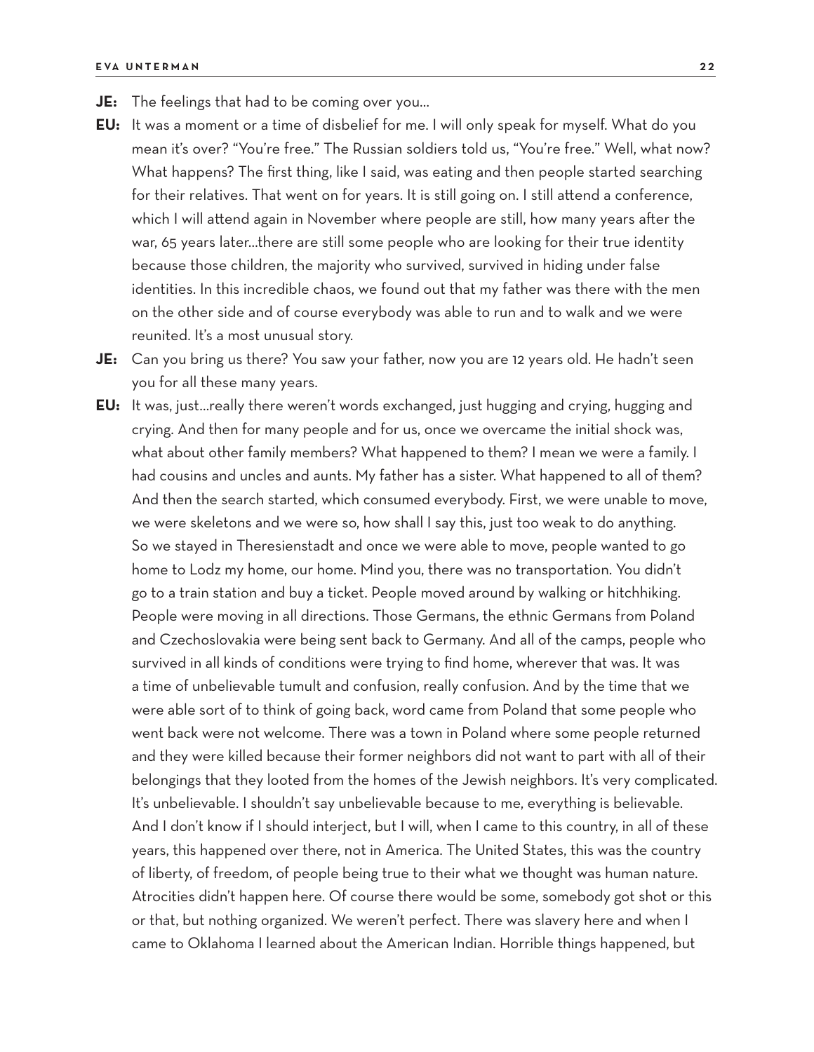**JE:** The feelings that had to be coming over you…

**EU:** It was a moment or a time of disbelief for me. I will only speak for myself. What do you mean it's over? "You're free." The Russian soldiers told us, "You're free." Well, what now? What happens? The first thing, like I said, was eating and then people started searching for their relatives. That went on for years. It is still going on. I still attend a conference, which I will attend again in November where people are still, how many years after the war, 65 years later…there are still some people who are looking for their true identity because those children, the majority who survived, survived in hiding under false identities. In this incredible chaos, we found out that my father was there with the men on the other side and of course everybody was able to run and to walk and we were reunited. It's a most unusual story.

**JE:** Can you bring us there? You saw your father, now you are 12 years old. He hadn't seen you for all these many years.

**EU:** It was, just…really there weren't words exchanged, just hugging and crying, hugging and crying. And then for many people and for us, once we overcame the initial shock was, what about other family members? What happened to them? I mean we were a family. I had cousins and uncles and aunts. My father has a sister. What happened to all of them? And then the search started, which consumed everybody. First, we were unable to move, we were skeletons and we were so, how shall I say this, just too weak to do anything. So we stayed in Theresienstadt and once we were able to move, people wanted to go home to Lodz my home, our home. Mind you, there was no transportation. You didn't go to a train station and buy a ticket. People moved around by walking or hitchhiking. People were moving in all directions. Those Germans, the ethnic Germans from Poland and Czechoslovakia were being sent back to Germany. And all of the camps, people who survived in all kinds of conditions were trying to find home, wherever that was. It was a time of unbelievable tumult and confusion, really confusion. And by the time that we were able sort of to think of going back, word came from Poland that some people who went back were not welcome. There was a town in Poland where some people returned and they were killed because their former neighbors did not want to part with all of their belongings that they looted from the homes of the Jewish neighbors. It's very complicated. It's unbelievable. I shouldn't say unbelievable because to me, everything is believable. And I don't know if I should interject, but I will, when I came to this country, in all of these years, this happened over there, not in America. The United States, this was the country of liberty, of freedom, of people being true to their what we thought was human nature. Atrocities didn't happen here. Of course there would be some, somebody got shot or this or that, but nothing organized. We weren't perfect. There was slavery here and when I came to Oklahoma I learned about the American Indian. Horrible things happened, but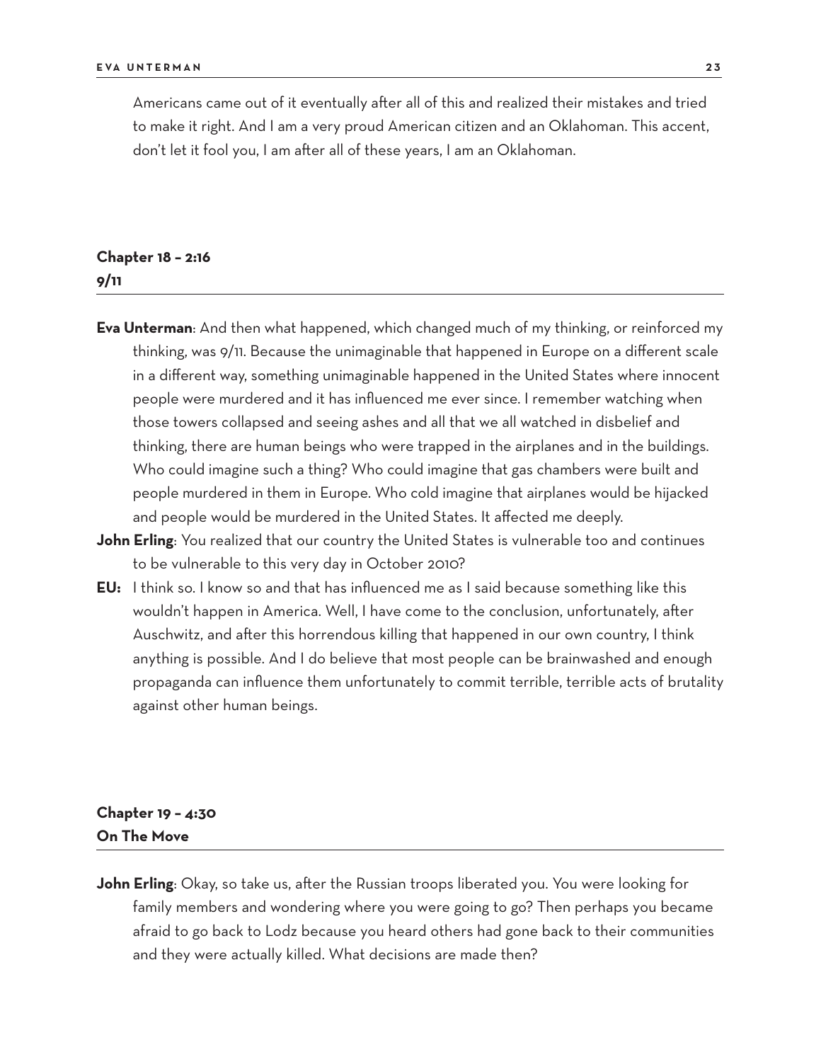Americans came out of it eventually after all of this and realized their mistakes and tried to make it right. And I am a very proud American citizen and an Oklahoman. This accent, don't let it fool you, I am after all of these years, I am an Oklahoman.

## Chapter 18 – 2:16
## 9/11

**Eva Unterman**: And then what happened, which changed much of my thinking, or reinforced my thinking, was 9/11. Because the unimaginable that happened in Europe on a different scale in a different way, something unimaginable happened in the United States where innocent people were murdered and it has influenced me ever since. I remember watching when those towers collapsed and seeing ashes and all that we all watched in disbelief and thinking, there are human beings who were trapped in the airplanes and in the buildings. Who could imagine such a thing? Who could imagine that gas chambers were built and people murdered in them in Europe. Who cold imagine that airplanes would be hijacked and people would be murdered in the United States. It affected me deeply.

**John Erling**: You realized that our country the United States is vulnerable too and continues to be vulnerable to this very day in October 2010?

**EU:** I think so. I know so and that has influenced me as I said because something like this wouldn't happen in America. Well, I have come to the conclusion, unfortunately, after Auschwitz, and after this horrendous killing that happened in our own country, I think anything is possible. And I do believe that most people can be brainwashed and enough propaganda can influence them unfortunately to commit terrible, terrible acts of brutality against other human beings.

## Chapter 19 – 4:30
## On The Move

**John Erling**: Okay, so take us, after the Russian troops liberated you. You were looking for family members and wondering where you were going to go? Then perhaps you became afraid to go back to Lodz because you heard others had gone back to their communities and they were actually killed. What decisions are made then?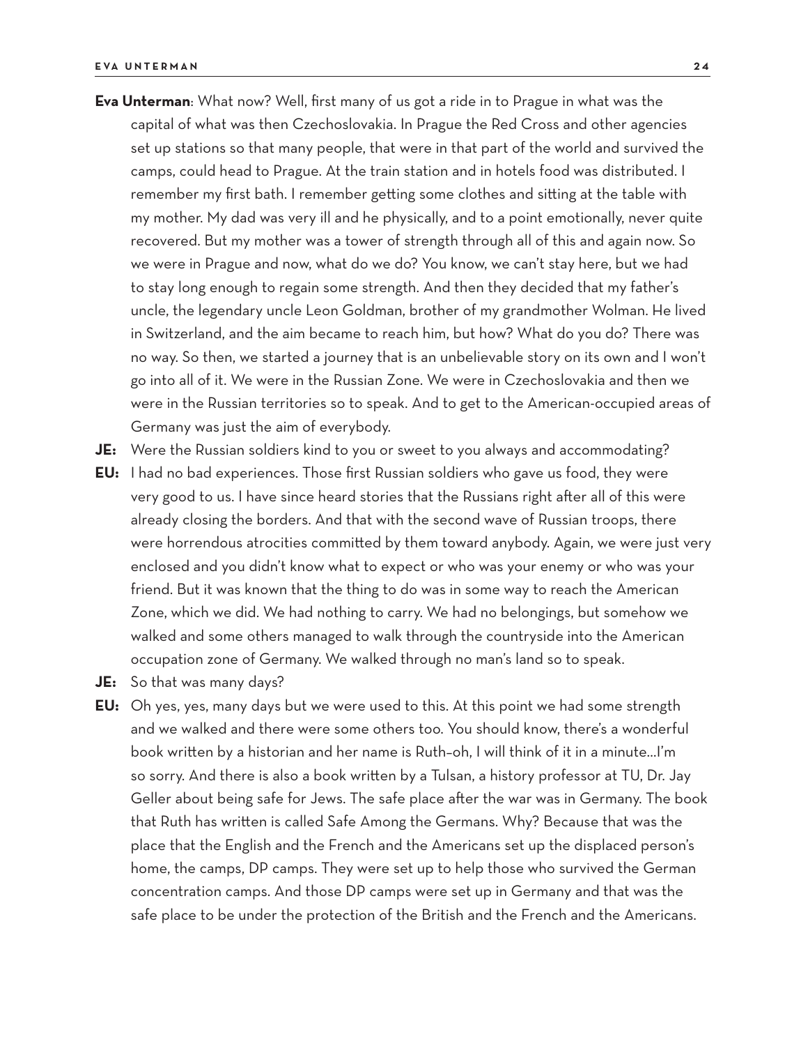**Eva Unterman**: What now? Well, first many of us got a ride in to Prague in what was the capital of what was then Czechoslovakia. In Prague the Red Cross and other agencies set up stations so that many people, that were in that part of the world and survived the camps, could head to Prague. At the train station and in hotels food was distributed. I remember my first bath. I remember getting some clothes and sitting at the table with my mother. My dad was very ill and he physically, and to a point emotionally, never quite recovered. But my mother was a tower of strength through all of this and again now. So we were in Prague and now, what do we do? You know, we can't stay here, but we had to stay long enough to regain some strength. And then they decided that my father's uncle, the legendary uncle Leon Goldman, brother of my grandmother Wolman. He lived in Switzerland, and the aim became to reach him, but how? What do you do? There was no way. So then, we started a journey that is an unbelievable story on its own and I won't go into all of it. We were in the Russian Zone. We were in Czechoslovakia and then we were in the Russian territories so to speak. And to get to the American-occupied areas of Germany was just the aim of everybody.

**JE:** Were the Russian soldiers kind to you or sweet to you always and accommodating?

**EU:** I had no bad experiences. Those first Russian soldiers who gave us food, they were very good to us. I have since heard stories that the Russians right after all of this were already closing the borders. And that with the second wave of Russian troops, there were horrendous atrocities committed by them toward anybody. Again, we were just very enclosed and you didn't know what to expect or who was your enemy or who was your friend. But it was known that the thing to do was in some way to reach the American Zone, which we did. We had nothing to carry. We had no belongings, but somehow we walked and some others managed to walk through the countryside into the American occupation zone of Germany. We walked through no man's land so to speak.

**JE:** So that was many days?

**EU:** Oh yes, yes, many days but we were used to this. At this point we had some strength and we walked and there were some others too. You should know, there's a wonderful book written by a historian and her name is Ruth–oh, I will think of it in a minute…I'm so sorry. And there is also a book written by a Tulsan, a history professor at TU, Dr. Jay Geller about being safe for Jews. The safe place after the war was in Germany. The book that Ruth has written is called Safe Among the Germans. Why? Because that was the place that the English and the French and the Americans set up the displaced person's home, the camps, DP camps. They were set up to help those who survived the German concentration camps. And those DP camps were set up in Germany and that was the safe place to be under the protection of the British and the French and the Americans.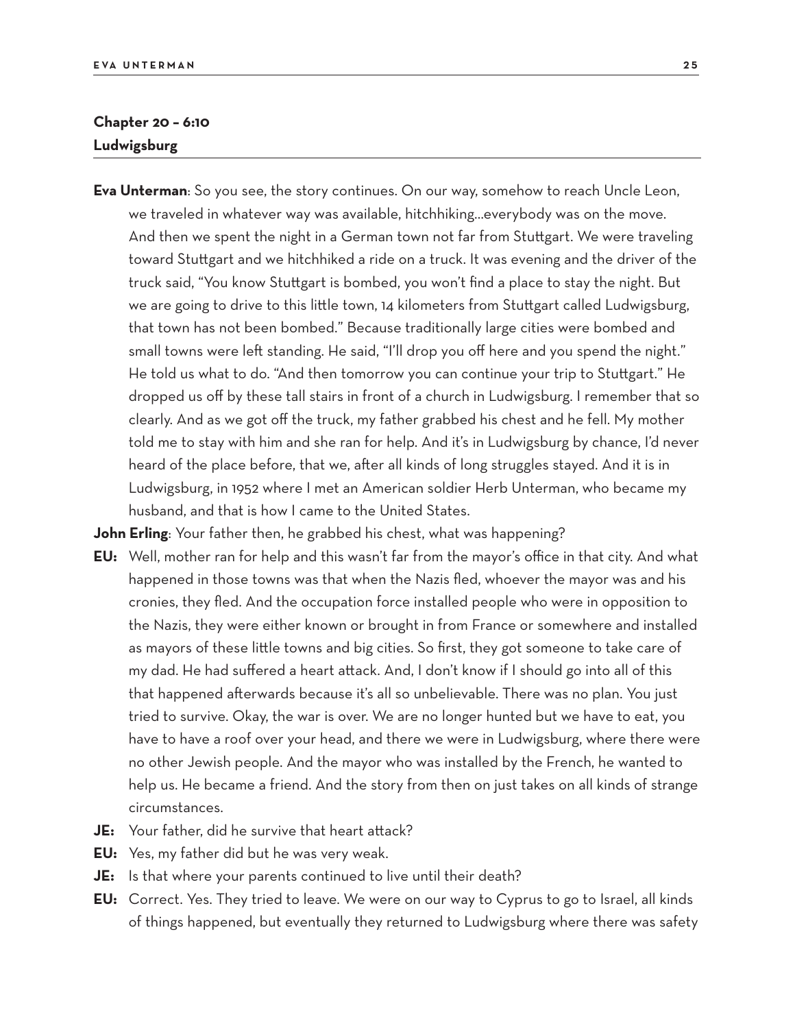## Chapter 20 – 6:10
## Ludwigsburg

**Eva Unterman**: So you see, the story continues. On our way, somehow to reach Uncle Leon, we traveled in whatever way was available, hitchhiking…everybody was on the move. And then we spent the night in a German town not far from Stuttgart. We were traveling toward Stuttgart and we hitchhiked a ride on a truck. It was evening and the driver of the truck said, "You know Stuttgart is bombed, you won't find a place to stay the night. But we are going to drive to this little town, 14 kilometers from Stuttgart called Ludwigsburg, that town has not been bombed." Because traditionally large cities were bombed and small towns were left standing. He said, "I'll drop you off here and you spend the night." He told us what to do. "And then tomorrow you can continue your trip to Stuttgart." He dropped us off by these tall stairs in front of a church in Ludwigsburg. I remember that so clearly. And as we got off the truck, my father grabbed his chest and he fell. My mother told me to stay with him and she ran for help. And it's in Ludwigsburg by chance, I'd never heard of the place before, that we, after all kinds of long struggles stayed. And it is in Ludwigsburg, in 1952 where I met an American soldier Herb Unterman, who became my husband, and that is how I came to the United States.

**John Erling**: Your father then, he grabbed his chest, what was happening?

**EU:** Well, mother ran for help and this wasn't far from the mayor's office in that city. And what happened in those towns was that when the Nazis fled, whoever the mayor was and his cronies, they fled. And the occupation force installed people who were in opposition to the Nazis, they were either known or brought in from France or somewhere and installed as mayors of these little towns and big cities. So first, they got someone to take care of my dad. He had suffered a heart attack. And, I don't know if I should go into all of this that happened afterwards because it's all so unbelievable. There was no plan. You just tried to survive. Okay, the war is over. We are no longer hunted but we have to eat, you have to have a roof over your head, and there we were in Ludwigsburg, where there were no other Jewish people. And the mayor who was installed by the French, he wanted to help us. He became a friend. And the story from then on just takes on all kinds of strange circumstances.

**JE:** Your father, did he survive that heart attack?

**EU:** Yes, my father did but he was very weak.

**JE:** Is that where your parents continued to live until their death?

**EU:** Correct. Yes. They tried to leave. We were on our way to Cyprus to go to Israel, all kinds of things happened, but eventually they returned to Ludwigsburg where there was safety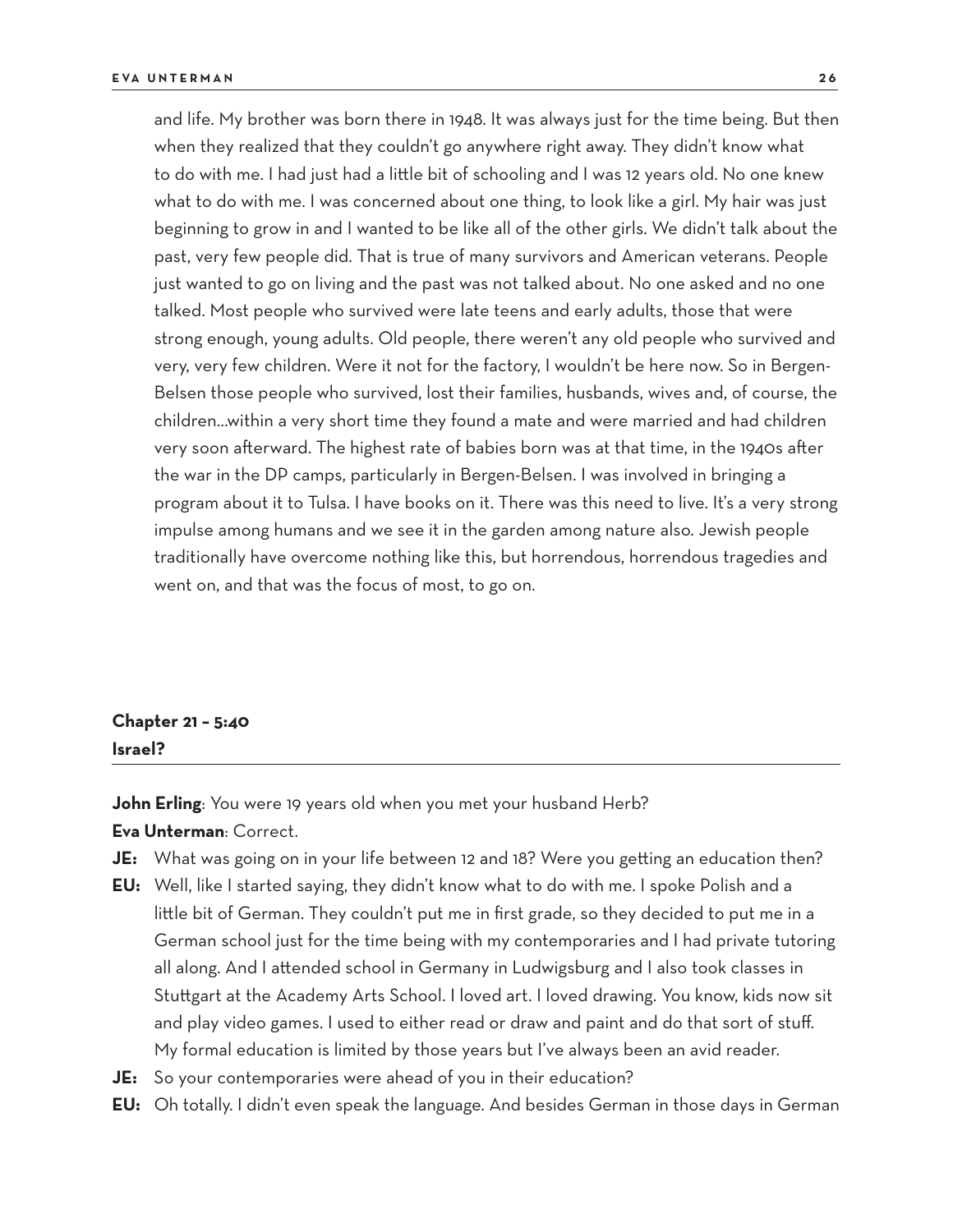and life. My brother was born there in 1948. It was always just for the time being. But then when they realized that they couldn't go anywhere right away. They didn't know what to do with me. I had just had a little bit of schooling and I was 12 years old. No one knew what to do with me. I was concerned about one thing, to look like a girl. My hair was just beginning to grow in and I wanted to be like all of the other girls. We didn't talk about the past, very few people did. That is true of many survivors and American veterans. People just wanted to go on living and the past was not talked about. No one asked and no one talked. Most people who survived were late teens and early adults, those that were strong enough, young adults. Old people, there weren't any old people who survived and very, very few children. Were it not for the factory, I wouldn't be here now. So in Bergen-Belsen those people who survived, lost their families, husbands, wives and, of course, the children…within a very short time they found a mate and were married and had children very soon afterward. The highest rate of babies born was at that time, in the 1940s after the war in the DP camps, particularly in Bergen-Belsen. I was involved in bringing a program about it to Tulsa. I have books on it. There was this need to live. It's a very strong impulse among humans and we see it in the garden among nature also. Jewish people traditionally have overcome nothing like this, but horrendous, horrendous tragedies and went on, and that was the focus of most, to go on.

## Chapter 21 – 5:40
## Israel?

**John Erling**: You were 19 years old when you met your husband Herb?

**Eva Unterman**: Correct.

**JE:** What was going on in your life between 12 and 18? Were you getting an education then?

**EU:** Well, like I started saying, they didn't know what to do with me. I spoke Polish and a little bit of German. They couldn't put me in first grade, so they decided to put me in a German school just for the time being with my contemporaries and I had private tutoring all along. And I attended school in Germany in Ludwigsburg and I also took classes in Stuttgart at the Academy Arts School. I loved art. I loved drawing. You know, kids now sit and play video games. I used to either read or draw and paint and do that sort of stuff. My formal education is limited by those years but I've always been an avid reader.

**JE:** So your contemporaries were ahead of you in their education?

**EU:** Oh totally. I didn't even speak the language. And besides German in those days in German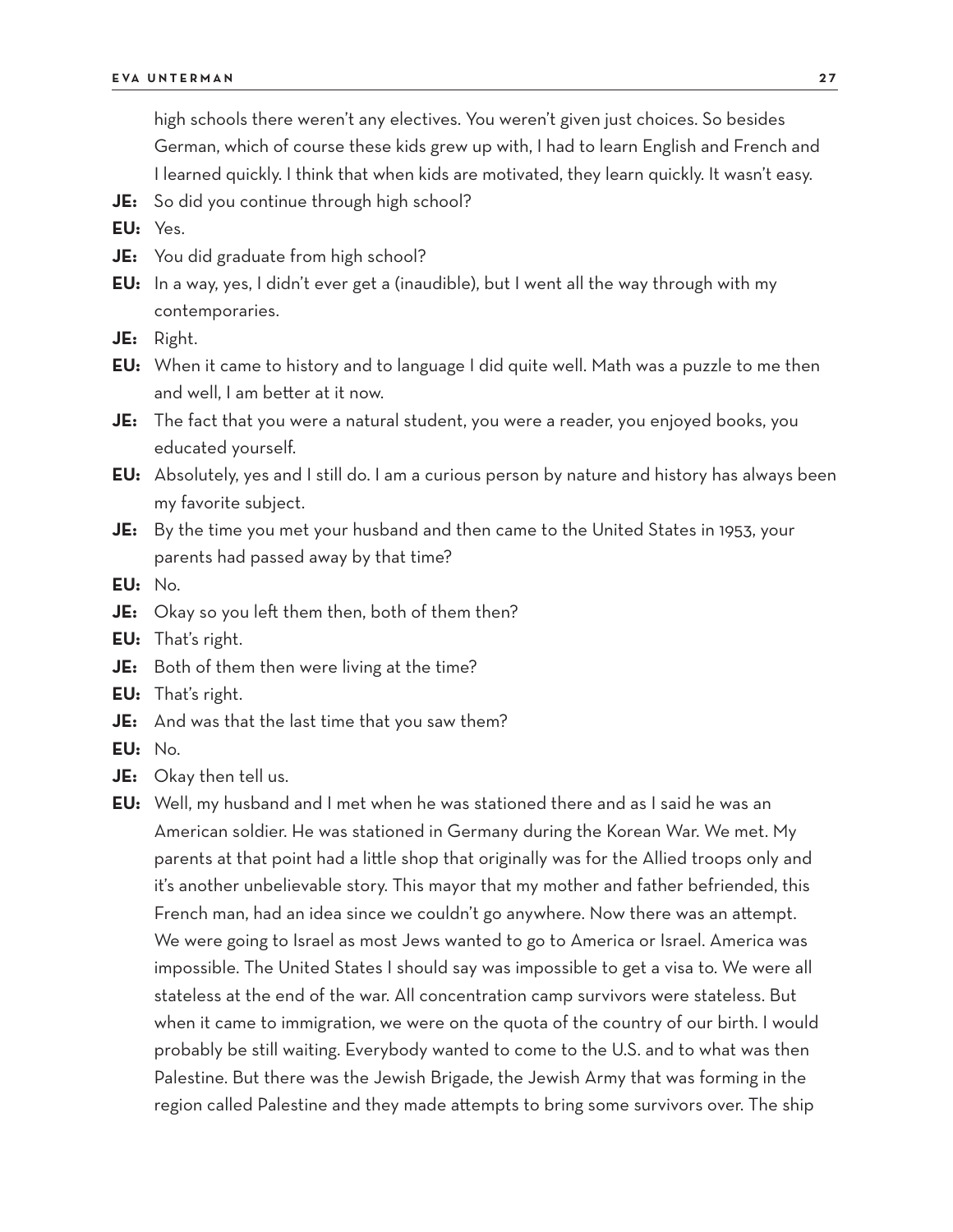high schools there weren't any electives. You weren't given just choices. So besides German, which of course these kids grew up with, I had to learn English and French and I learned quickly. I think that when kids are motivated, they learn quickly. It wasn't easy.

**JE:** So did you continue through high school?

**EU:** Yes.

**JE:** You did graduate from high school?

**EU:** In a way, yes, I didn't ever get a (inaudible), but I went all the way through with my contemporaries.

**JE:** Right.

**EU:** When it came to history and to language I did quite well. Math was a puzzle to me then and well, I am better at it now.

**JE:** The fact that you were a natural student, you were a reader, you enjoyed books, you educated yourself.

**EU:** Absolutely, yes and I still do. I am a curious person by nature and history has always been my favorite subject.

**JE:** By the time you met your husband and then came to the United States in 1953, your parents had passed away by that time?

**EU:** No.

**JE:** Okay so you left them then, both of them then?

**EU:** That's right.

**JE:** Both of them then were living at the time?

**EU:** That's right.

**JE:** And was that the last time that you saw them?

**EU:** No.

**JE:** Okay then tell us.

**EU:** Well, my husband and I met when he was stationed there and as I said he was an American soldier. He was stationed in Germany during the Korean War. We met. My parents at that point had a little shop that originally was for the Allied troops only and it's another unbelievable story. This mayor that my mother and father befriended, this French man, had an idea since we couldn't go anywhere. Now there was an attempt. We were going to Israel as most Jews wanted to go to America or Israel. America was impossible. The United States I should say was impossible to get a visa to. We were all stateless at the end of the war. All concentration camp survivors were stateless. But when it came to immigration, we were on the quota of the country of our birth. I would probably be still waiting. Everybody wanted to come to the U.S. and to what was then Palestine. But there was the Jewish Brigade, the Jewish Army that was forming in the region called Palestine and they made attempts to bring some survivors over. The ship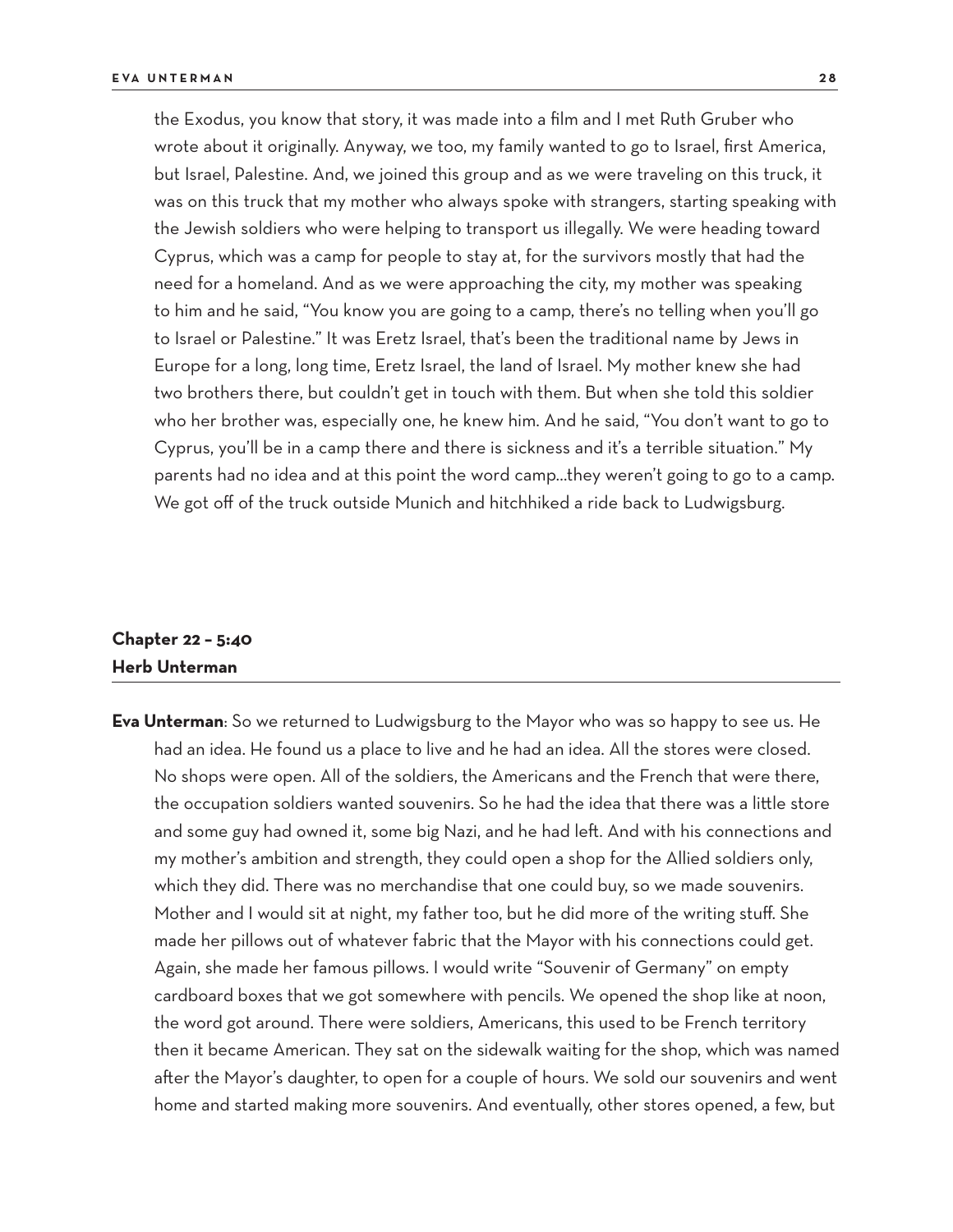the Exodus, you know that story, it was made into a film and I met Ruth Gruber who wrote about it originally. Anyway, we too, my family wanted to go to Israel, first America, but Israel, Palestine. And, we joined this group and as we were traveling on this truck, it was on this truck that my mother who always spoke with strangers, starting speaking with the Jewish soldiers who were helping to transport us illegally. We were heading toward Cyprus, which was a camp for people to stay at, for the survivors mostly that had the need for a homeland. And as we were approaching the city, my mother was speaking to him and he said, "You know you are going to a camp, there's no telling when you'll go to Israel or Palestine." It was Eretz Israel, that's been the traditional name by Jews in Europe for a long, long time, Eretz Israel, the land of Israel. My mother knew she had two brothers there, but couldn't get in touch with them. But when she told this soldier who her brother was, especially one, he knew him. And he said, "You don't want to go to Cyprus, you'll be in a camp there and there is sickness and it's a terrible situation." My parents had no idea and at this point the word camp…they weren't going to go to a camp. We got off of the truck outside Munich and hitchhiked a ride back to Ludwigsburg.

## Chapter 22 – 5:40
## Herb Unterman

**Eva Unterman**: So we returned to Ludwigsburg to the Mayor who was so happy to see us. He had an idea. He found us a place to live and he had an idea. All the stores were closed. No shops were open. All of the soldiers, the Americans and the French that were there, the occupation soldiers wanted souvenirs. So he had the idea that there was a little store and some guy had owned it, some big Nazi, and he had left. And with his connections and my mother's ambition and strength, they could open a shop for the Allied soldiers only, which they did. There was no merchandise that one could buy, so we made souvenirs. Mother and I would sit at night, my father too, but he did more of the writing stuff. She made her pillows out of whatever fabric that the Mayor with his connections could get. Again, she made her famous pillows. I would write "Souvenir of Germany" on empty cardboard boxes that we got somewhere with pencils. We opened the shop like at noon, the word got around. There were soldiers, Americans, this used to be French territory then it became American. They sat on the sidewalk waiting for the shop, which was named after the Mayor's daughter, to open for a couple of hours. We sold our souvenirs and went home and started making more souvenirs. And eventually, other stores opened, a few, but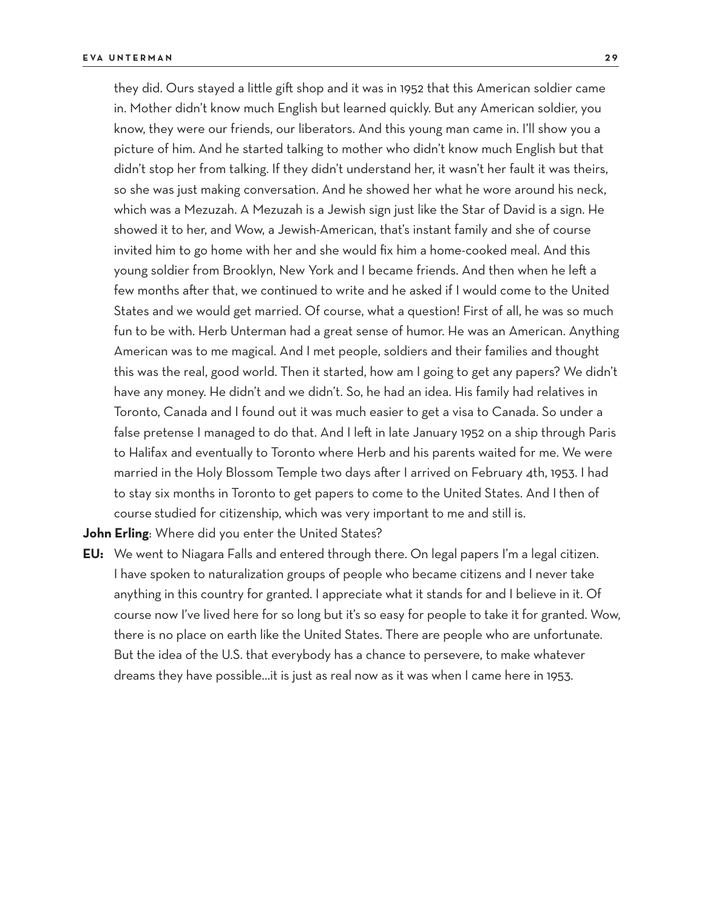they did. Ours stayed a little gift shop and it was in 1952 that this American soldier came in. Mother didn't know much English but learned quickly. But any American soldier, you know, they were our friends, our liberators. And this young man came in. I'll show you a picture of him. And he started talking to mother who didn't know much English but that didn't stop her from talking. If they didn't understand her, it wasn't her fault it was theirs, so she was just making conversation. And he showed her what he wore around his neck, which was a Mezuzah. A Mezuzah is a Jewish sign just like the Star of David is a sign. He showed it to her, and Wow, a Jewish-American, that's instant family and she of course invited him to go home with her and she would fix him a home-cooked meal. And this young soldier from Brooklyn, New York and I became friends. And then when he left a few months after that, we continued to write and he asked if I would come to the United States and we would get married. Of course, what a question! First of all, he was so much fun to be with. Herb Unterman had a great sense of humor. He was an American. Anything American was to me magical. And I met people, soldiers and their families and thought this was the real, good world. Then it started, how am I going to get any papers? We didn't have any money. He didn't and we didn't. So, he had an idea. His family had relatives in Toronto, Canada and I found out it was much easier to get a visa to Canada. So under a false pretense I managed to do that. And I left in late January 1952 on a ship through Paris to Halifax and eventually to Toronto where Herb and his parents waited for me. We were married in the Holy Blossom Temple two days after I arrived on February 4th, 1953. I had to stay six months in Toronto to get papers to come to the United States. And I then of course studied for citizenship, which was very important to me and still is.

**John Erling**: Where did you enter the United States?

**EU:** We went to Niagara Falls and entered through there. On legal papers I'm a legal citizen. I have spoken to naturalization groups of people who became citizens and I never take anything in this country for granted. I appreciate what it stands for and I believe in it. Of course now I've lived here for so long but it's so easy for people to take it for granted. Wow, there is no place on earth like the United States. There are people who are unfortunate. But the idea of the U.S. that everybody has a chance to persevere, to make whatever dreams they have possible…it is just as real now as it was when I came here in 1953.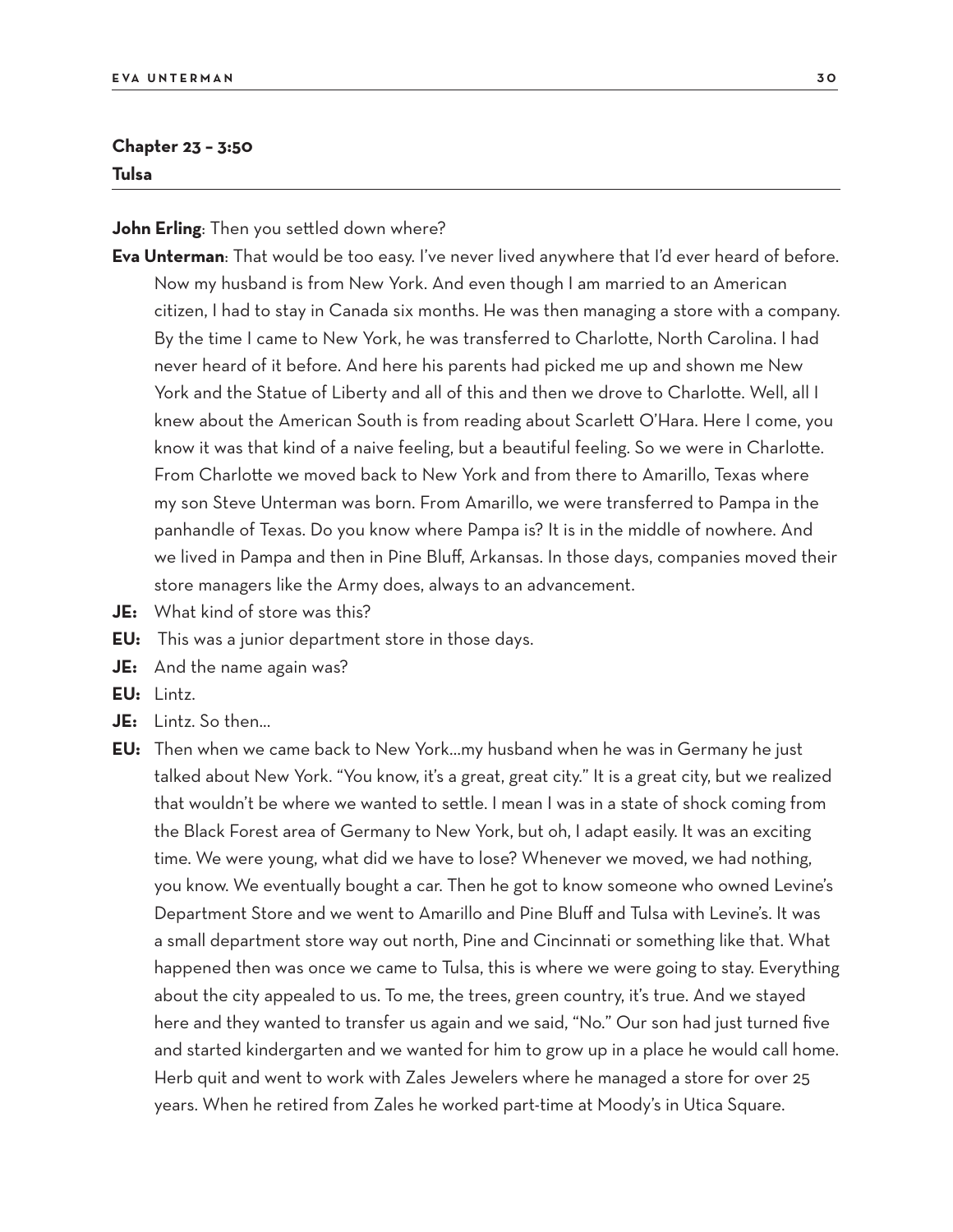## Chapter 23 – 3:50
**Tulsa**

**John Erling**: Then you settled down where?

**Eva Unterman**: That would be too easy. I've never lived anywhere that I'd ever heard of before. Now my husband is from New York. And even though I am married to an American citizen, I had to stay in Canada six months. He was then managing a store with a company. By the time I came to New York, he was transferred to Charlotte, North Carolina. I had never heard of it before. And here his parents had picked me up and shown me New York and the Statue of Liberty and all of this and then we drove to Charlotte. Well, all I knew about the American South is from reading about Scarlett O'Hara. Here I come, you know it was that kind of a naive feeling, but a beautiful feeling. So we were in Charlotte. From Charlotte we moved back to New York and from there to Amarillo, Texas where my son Steve Unterman was born. From Amarillo, we were transferred to Pampa in the panhandle of Texas. Do you know where Pampa is? It is in the middle of nowhere. And we lived in Pampa and then in Pine Bluff, Arkansas. In those days, companies moved their store managers like the Army does, always to an advancement.

**JE:** What kind of store was this?

**EU:** This was a junior department store in those days.

**JE:** And the name again was?

**EU:** Lintz.

**JE:** Lintz. So then...

**EU:** Then when we came back to New York...my husband when he was in Germany he just talked about New York. "You know, it's a great, great city." It is a great city, but we realized that wouldn't be where we wanted to settle. I mean I was in a state of shock coming from the Black Forest area of Germany to New York, but oh, I adapt easily. It was an exciting time. We were young, what did we have to lose? Whenever we moved, we had nothing, you know. We eventually bought a car. Then he got to know someone who owned Levine's Department Store and we went to Amarillo and Pine Bluff and Tulsa with Levine's. It was a small department store way out north, Pine and Cincinnati or something like that. What happened then was once we came to Tulsa, this is where we were going to stay. Everything about the city appealed to us. To me, the trees, green country, it's true. And we stayed here and they wanted to transfer us again and we said, "No." Our son had just turned five and started kindergarten and we wanted for him to grow up in a place he would call home. Herb quit and went to work with Zales Jewelers where he managed a store for over 25 years. When he retired from Zales he worked part-time at Moody's in Utica Square.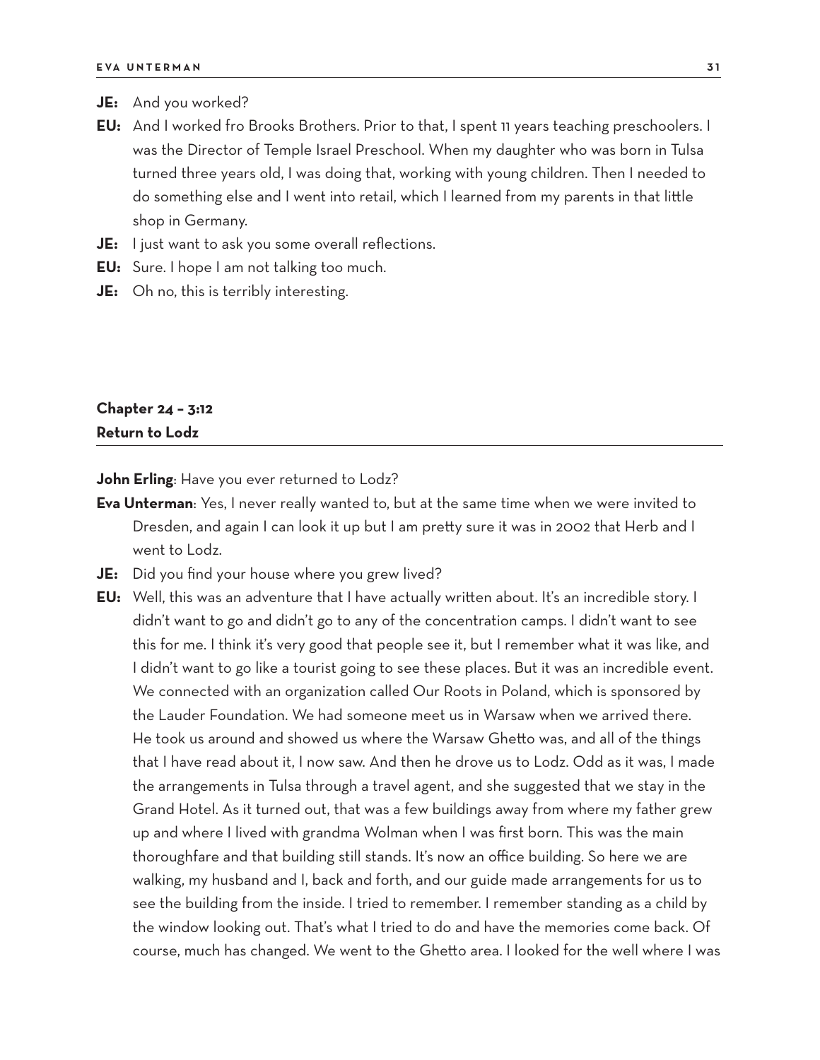**JE:** And you worked?

**EU:** And I worked fro Brooks Brothers. Prior to that, I spent 11 years teaching preschoolers. I was the Director of Temple Israel Preschool. When my daughter who was born in Tulsa turned three years old, I was doing that, working with young children. Then I needed to do something else and I went into retail, which I learned from my parents in that little shop in Germany.

**JE:** I just want to ask you some overall reflections.

**EU:** Sure. I hope I am not talking too much.

**JE:** Oh no, this is terribly interesting.

## Chapter 24 – 3:12
## Return to Lodz

**John Erling**: Have you ever returned to Lodz?

**Eva Unterman**: Yes, I never really wanted to, but at the same time when we were invited to Dresden, and again I can look it up but I am pretty sure it was in 2002 that Herb and I went to Lodz.

**JE:** Did you find your house where you grew lived?

**EU:** Well, this was an adventure that I have actually written about. It's an incredible story. I didn't want to go and didn't go to any of the concentration camps. I didn't want to see this for me. I think it's very good that people see it, but I remember what it was like, and I didn't want to go like a tourist going to see these places. But it was an incredible event. We connected with an organization called Our Roots in Poland, which is sponsored by the Lauder Foundation. We had someone meet us in Warsaw when we arrived there. He took us around and showed us where the Warsaw Ghetto was, and all of the things that I have read about it, I now saw. And then he drove us to Lodz. Odd as it was, I made the arrangements in Tulsa through a travel agent, and she suggested that we stay in the Grand Hotel. As it turned out, that was a few buildings away from where my father grew up and where I lived with grandma Wolman when I was first born. This was the main thoroughfare and that building still stands. It's now an office building. So here we are walking, my husband and I, back and forth, and our guide made arrangements for us to see the building from the inside. I tried to remember. I remember standing as a child by the window looking out. That's what I tried to do and have the memories come back. Of course, much has changed. We went to the Ghetto area. I looked for the well where I was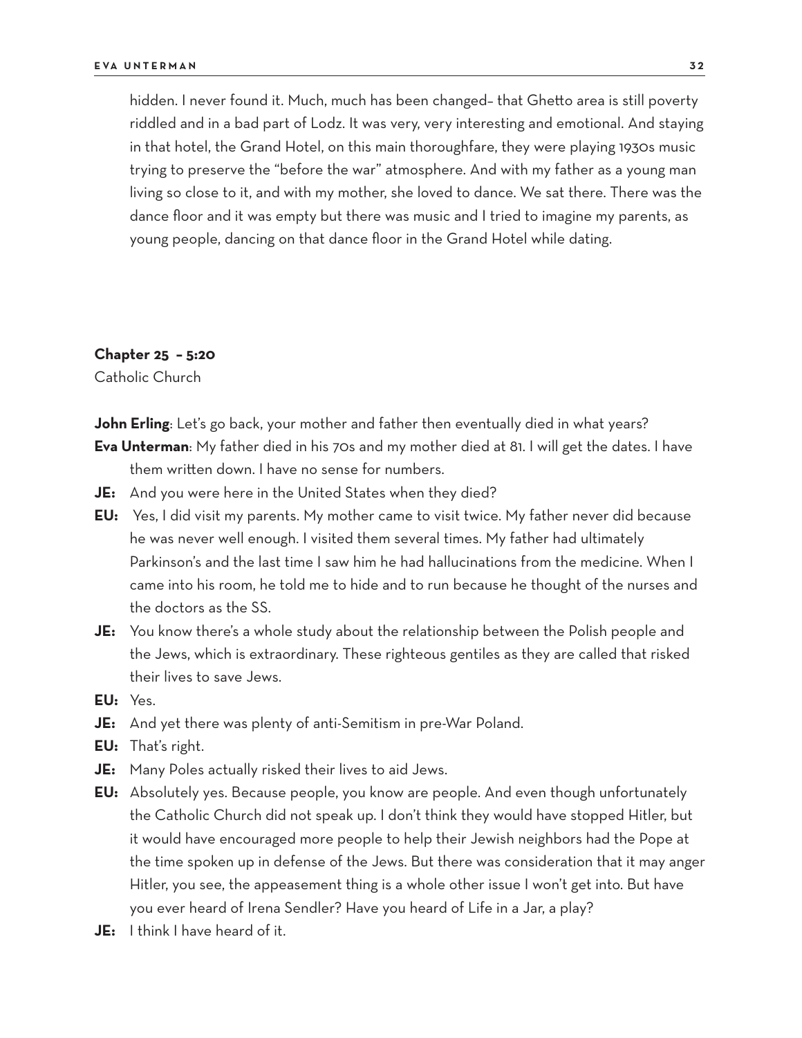hidden. I never found it. Much, much has been changed– that Ghetto area is still poverty riddled and in a bad part of Lodz. It was very, very interesting and emotional. And staying in that hotel, the Grand Hotel, on this main thoroughfare, they were playing 1930s music trying to preserve the "before the war" atmosphere. And with my father as a young man living so close to it, and with my mother, she loved to dance. We sat there. There was the dance floor and it was empty but there was music and I tried to imagine my parents, as young people, dancing on that dance floor in the Grand Hotel while dating.

**Chapter 25 – 5:20**

Catholic Church

**John Erling**: Let's go back, your mother and father then eventually died in what years?

**Eva Unterman**: My father died in his 70s and my mother died at 81. I will get the dates. I have them written down. I have no sense for numbers.

**JE:** And you were here in the United States when they died?

**EU:** Yes, I did visit my parents. My mother came to visit twice. My father never did because he was never well enough. I visited them several times. My father had ultimately Parkinson's and the last time I saw him he had hallucinations from the medicine. When I came into his room, he told me to hide and to run because he thought of the nurses and the doctors as the SS.

**JE:** You know there's a whole study about the relationship between the Polish people and the Jews, which is extraordinary. These righteous gentiles as they are called that risked their lives to save Jews.

**EU:** Yes.

**JE:** And yet there was plenty of anti-Semitism in pre-War Poland.

**EU:** That's right.

**JE:** Many Poles actually risked their lives to aid Jews.

**EU:** Absolutely yes. Because people, you know are people. And even though unfortunately the Catholic Church did not speak up. I don't think they would have stopped Hitler, but it would have encouraged more people to help their Jewish neighbors had the Pope at the time spoken up in defense of the Jews. But there was consideration that it may anger Hitler, you see, the appeasement thing is a whole other issue I won't get into. But have you ever heard of Irena Sendler? Have you heard of Life in a Jar, a play?

**JE:** I think I have heard of it.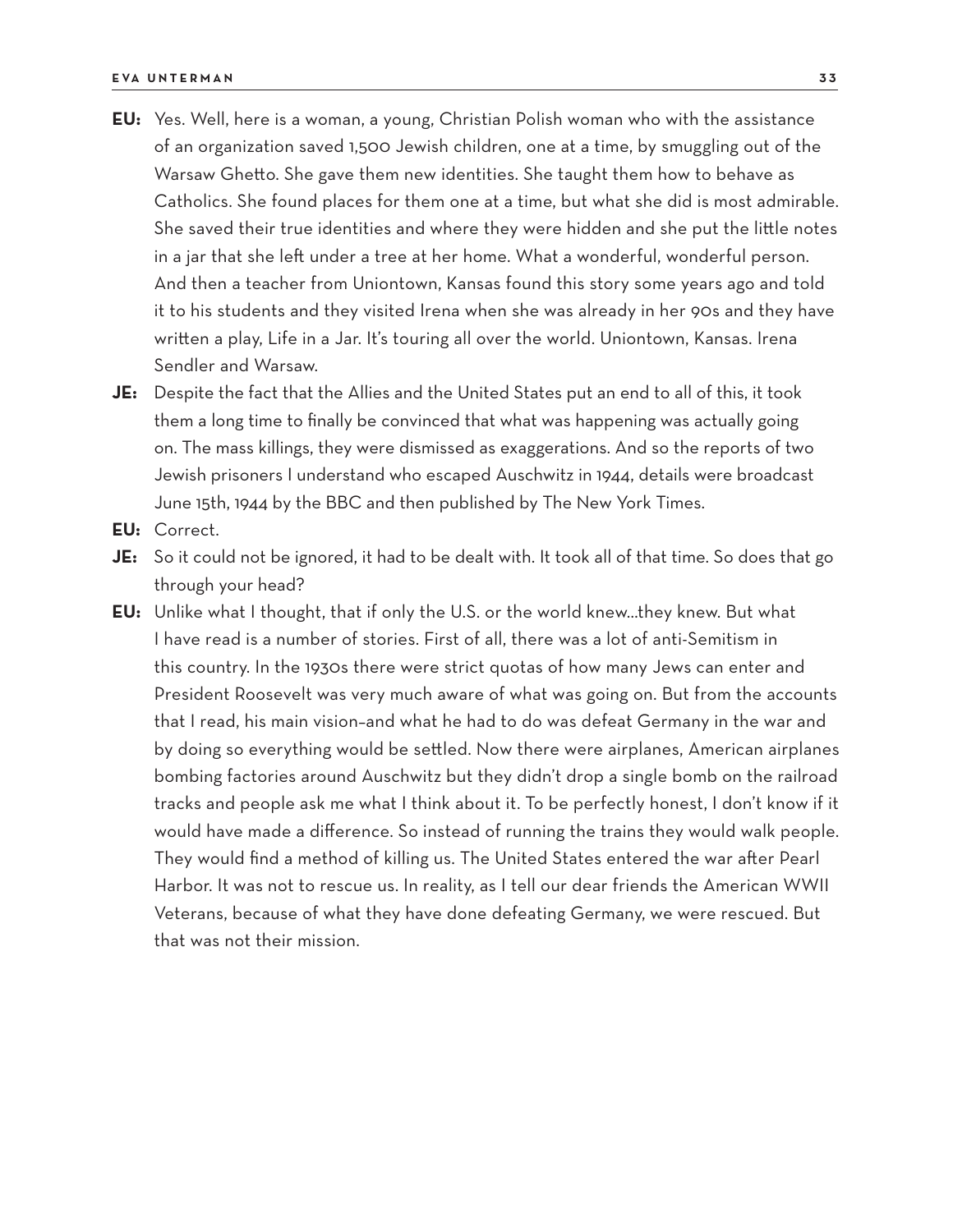**EU:** Yes. Well, here is a woman, a young, Christian Polish woman who with the assistance of an organization saved 1,500 Jewish children, one at a time, by smuggling out of the Warsaw Ghetto. She gave them new identities. She taught them how to behave as Catholics. She found places for them one at a time, but what she did is most admirable. She saved their true identities and where they were hidden and she put the little notes in a jar that she left under a tree at her home. What a wonderful, wonderful person. And then a teacher from Uniontown, Kansas found this story some years ago and told it to his students and they visited Irena when she was already in her 90s and they have written a play, Life in a Jar. It's touring all over the world. Uniontown, Kansas. Irena Sendler and Warsaw.

**JE:** Despite the fact that the Allies and the United States put an end to all of this, it took them a long time to finally be convinced that what was happening was actually going on. The mass killings, they were dismissed as exaggerations. And so the reports of two Jewish prisoners I understand who escaped Auschwitz in 1944, details were broadcast June 15th, 1944 by the BBC and then published by The New York Times.

**EU:** Correct.

**JE:** So it could not be ignored, it had to be dealt with. It took all of that time. So does that go through your head?

**EU:** Unlike what I thought, that if only the U.S. or the world knew...they knew. But what I have read is a number of stories. First of all, there was a lot of anti-Semitism in this country. In the 1930s there were strict quotas of how many Jews can enter and President Roosevelt was very much aware of what was going on. But from the accounts that I read, his main vision–and what he had to do was defeat Germany in the war and by doing so everything would be settled. Now there were airplanes, American airplanes bombing factories around Auschwitz but they didn't drop a single bomb on the railroad tracks and people ask me what I think about it. To be perfectly honest, I don't know if it would have made a difference. So instead of running the trains they would walk people. They would find a method of killing us. The United States entered the war after Pearl Harbor. It was not to rescue us. In reality, as I tell our dear friends the American WWII Veterans, because of what they have done defeating Germany, we were rescued. But that was not their mission.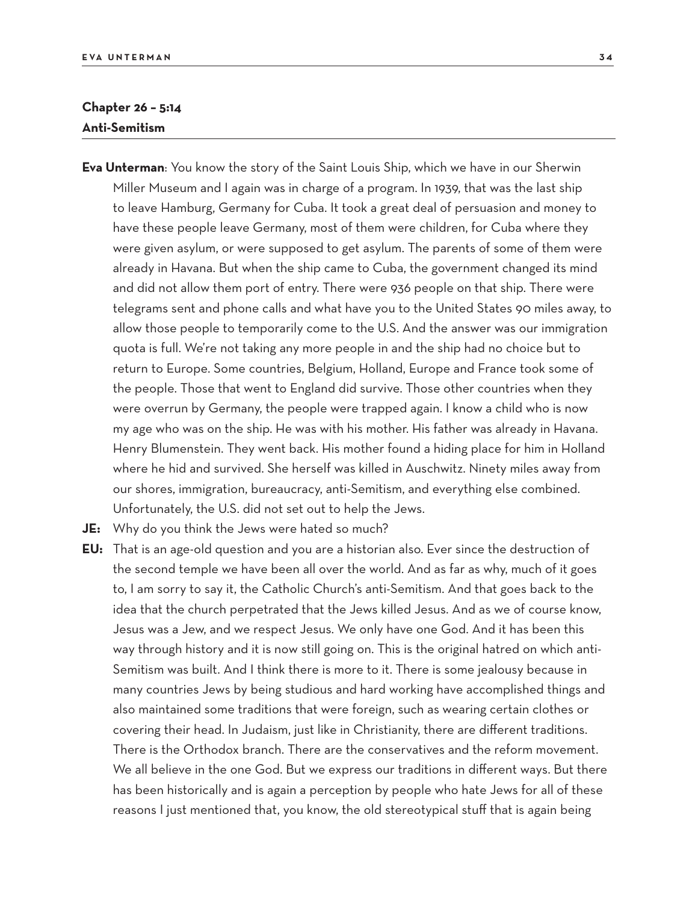**Chapter 26 – 5:14**
**Anti-Semitism**

**Eva Unterman**: You know the story of the Saint Louis Ship, which we have in our Sherwin Miller Museum and I again was in charge of a program. In 1939, that was the last ship to leave Hamburg, Germany for Cuba. It took a great deal of persuasion and money to have these people leave Germany, most of them were children, for Cuba where they were given asylum, or were supposed to get asylum. The parents of some of them were already in Havana. But when the ship came to Cuba, the government changed its mind and did not allow them port of entry. There were 936 people on that ship. There were telegrams sent and phone calls and what have you to the United States 90 miles away, to allow those people to temporarily come to the U.S. And the answer was our immigration quota is full. We're not taking any more people in and the ship had no choice but to return to Europe. Some countries, Belgium, Holland, Europe and France took some of the people. Those that went to England did survive. Those other countries when they were overrun by Germany, the people were trapped again. I know a child who is now my age who was on the ship. He was with his mother. His father was already in Havana. Henry Blumenstein. They went back. His mother found a hiding place for him in Holland where he hid and survived. She herself was killed in Auschwitz. Ninety miles away from our shores, immigration, bureaucracy, anti-Semitism, and everything else combined. Unfortunately, the U.S. did not set out to help the Jews.

**JE:** Why do you think the Jews were hated so much?

**EU:** That is an age-old question and you are a historian also. Ever since the destruction of the second temple we have been all over the world. And as far as why, much of it goes to, I am sorry to say it, the Catholic Church's anti-Semitism. And that goes back to the idea that the church perpetrated that the Jews killed Jesus. And as we of course know, Jesus was a Jew, and we respect Jesus. We only have one God. And it has been this way through history and it is now still going on. This is the original hatred on which anti-Semitism was built. And I think there is more to it. There is some jealousy because in many countries Jews by being studious and hard working have accomplished things and also maintained some traditions that were foreign, such as wearing certain clothes or covering their head. In Judaism, just like in Christianity, there are different traditions. There is the Orthodox branch. There are the conservatives and the reform movement. We all believe in the one God. But we express our traditions in different ways. But there has been historically and is again a perception by people who hate Jews for all of these reasons I just mentioned that, you know, the old stereotypical stuff that is again being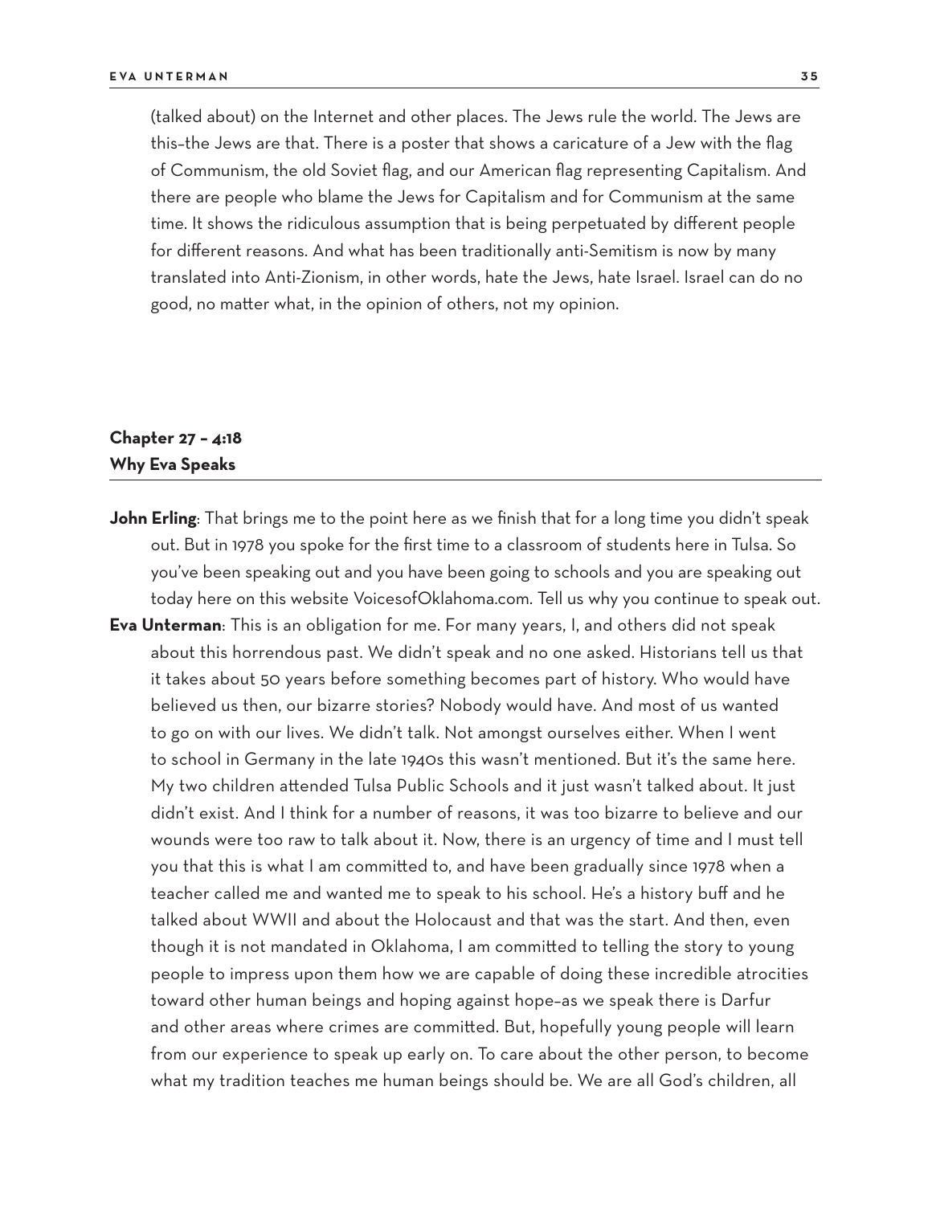(talked about) on the Internet and other places. The Jews rule the world. The Jews are this–the Jews are that. There is a poster that shows a caricature of a Jew with the flag of Communism, the old Soviet flag, and our American flag representing Capitalism. And there are people who blame the Jews for Capitalism and for Communism at the same time. It shows the ridiculous assumption that is being perpetuated by different people for different reasons. And what has been traditionally anti-Semitism is now by many translated into Anti-Zionism, in other words, hate the Jews, hate Israel. Israel can do no good, no matter what, in the opinion of others, not my opinion.

## Chapter 27 – 4:18
## Why Eva Speaks

**John Erling**: That brings me to the point here as we finish that for a long time you didn't speak out. But in 1978 you spoke for the first time to a classroom of students here in Tulsa. So you've been speaking out and you have been going to schools and you are speaking out today here on this website VoicesofOklahoma.com. Tell us why you continue to speak out.

**Eva Unterman**: This is an obligation for me. For many years, I, and others did not speak about this horrendous past. We didn't speak and no one asked. Historians tell us that it takes about 50 years before something becomes part of history. Who would have believed us then, our bizarre stories? Nobody would have. And most of us wanted to go on with our lives. We didn't talk. Not amongst ourselves either. When I went to school in Germany in the late 1940s this wasn't mentioned. But it's the same here. My two children attended Tulsa Public Schools and it just wasn't talked about. It just didn't exist. And I think for a number of reasons, it was too bizarre to believe and our wounds were too raw to talk about it. Now, there is an urgency of time and I must tell you that this is what I am committed to, and have been gradually since 1978 when a teacher called me and wanted me to speak to his school. He's a history buff and he talked about WWII and about the Holocaust and that was the start. And then, even though it is not mandated in Oklahoma, I am committed to telling the story to young people to impress upon them how we are capable of doing these incredible atrocities toward other human beings and hoping against hope–as we speak there is Darfur and other areas where crimes are committed. But, hopefully young people will learn from our experience to speak up early on. To care about the other person, to become what my tradition teaches me human beings should be. We are all God's children, all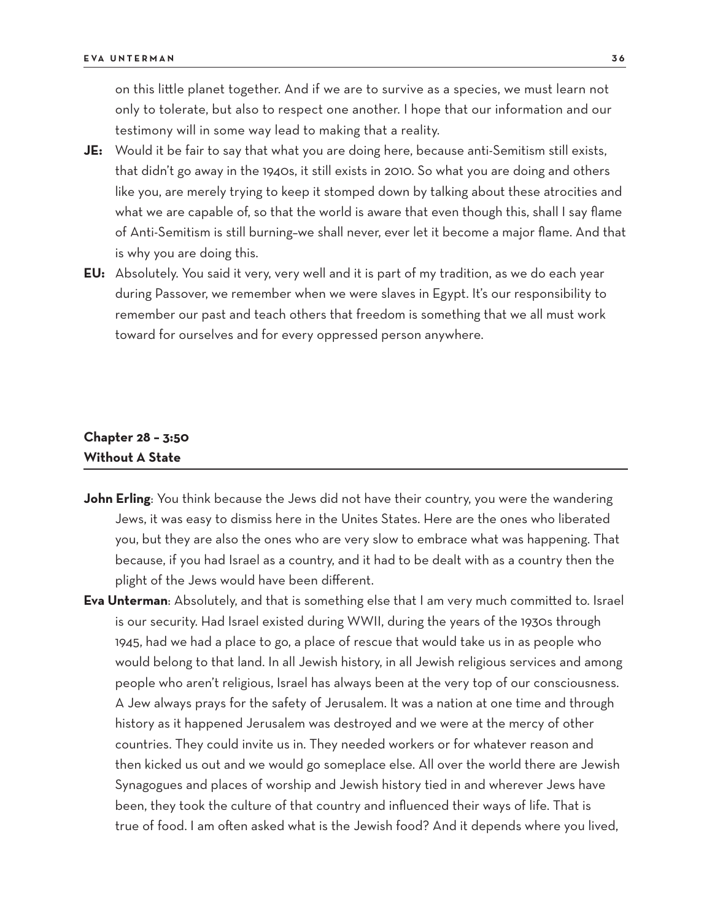on this little planet together. And if we are to survive as a species, we must learn not only to tolerate, but also to respect one another. I hope that our information and our testimony will in some way lead to making that a reality.

**JE:** Would it be fair to say that what you are doing here, because anti-Semitism still exists, that didn't go away in the 1940s, it still exists in 2010. So what you are doing and others like you, are merely trying to keep it stomped down by talking about these atrocities and what we are capable of, so that the world is aware that even though this, shall I say flame of Anti-Semitism is still burning–we shall never, ever let it become a major flame. And that is why you are doing this.

**EU:** Absolutely. You said it very, very well and it is part of my tradition, as we do each year during Passover, we remember when we were slaves in Egypt. It's our responsibility to remember our past and teach others that freedom is something that we all must work toward for ourselves and for every oppressed person anywhere.

## Chapter 28 – 3:50
## Without A State

**John Erling**: You think because the Jews did not have their country, you were the wandering Jews, it was easy to dismiss here in the Unites States. Here are the ones who liberated you, but they are also the ones who are very slow to embrace what was happening. That because, if you had Israel as a country, and it had to be dealt with as a country then the plight of the Jews would have been different.

**Eva Unterman**: Absolutely, and that is something else that I am very much committed to. Israel is our security. Had Israel existed during WWII, during the years of the 1930s through 1945, had we had a place to go, a place of rescue that would take us in as people who would belong to that land. In all Jewish history, in all Jewish religious services and among people who aren't religious, Israel has always been at the very top of our consciousness. A Jew always prays for the safety of Jerusalem. It was a nation at one time and through history as it happened Jerusalem was destroyed and we were at the mercy of other countries. They could invite us in. They needed workers or for whatever reason and then kicked us out and we would go someplace else. All over the world there are Jewish Synagogues and places of worship and Jewish history tied in and wherever Jews have been, they took the culture of that country and influenced their ways of life. That is true of food. I am often asked what is the Jewish food? And it depends where you lived,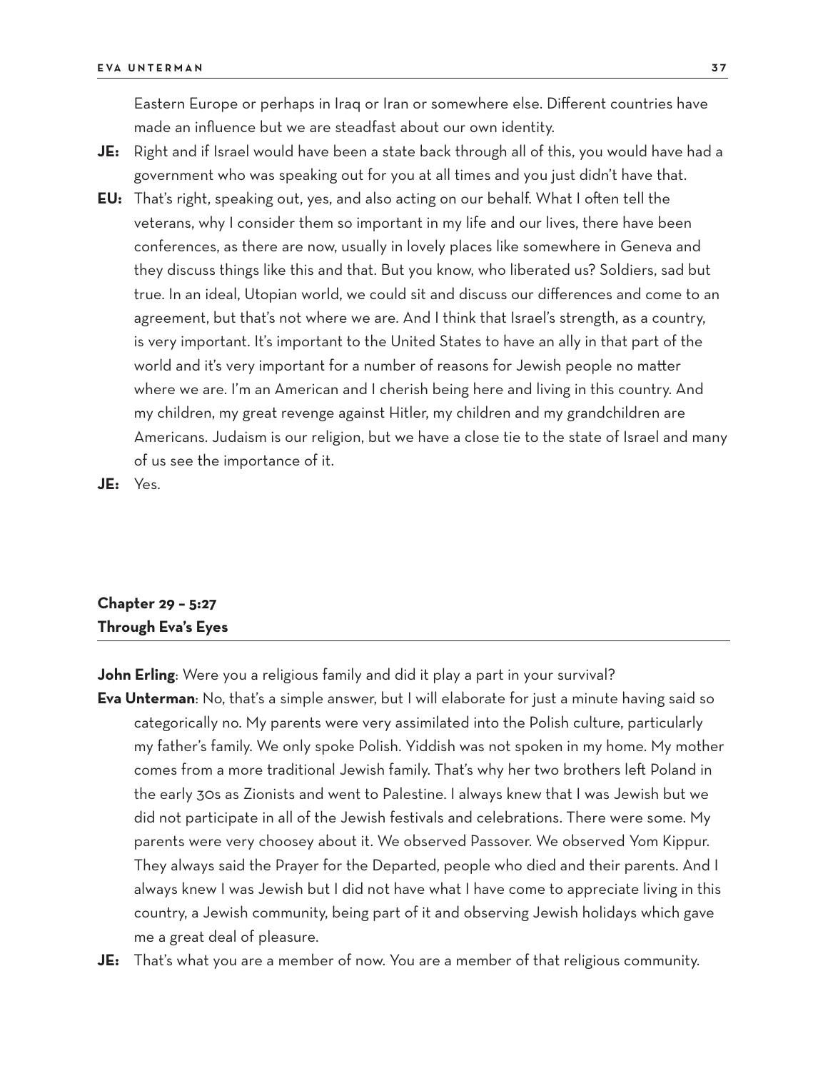Eastern Europe or perhaps in Iraq or Iran or somewhere else. Different countries have made an influence but we are steadfast about our own identity.

**JE:** Right and if Israel would have been a state back through all of this, you would have had a government who was speaking out for you at all times and you just didn't have that.

**EU:** That's right, speaking out, yes, and also acting on our behalf. What I often tell the veterans, why I consider them so important in my life and our lives, there have been conferences, as there are now, usually in lovely places like somewhere in Geneva and they discuss things like this and that. But you know, who liberated us? Soldiers, sad but true. In an ideal, Utopian world, we could sit and discuss our differences and come to an agreement, but that's not where we are. And I think that Israel's strength, as a country, is very important. It's important to the United States to have an ally in that part of the world and it's very important for a number of reasons for Jewish people no matter where we are. I'm an American and I cherish being here and living in this country. And my children, my great revenge against Hitler, my children and my grandchildren are Americans. Judaism is our religion, but we have a close tie to the state of Israel and many of us see the importance of it.

**JE:** Yes.

## Chapter 29 – 5:27
## Through Eva's Eyes

**John Erling**: Were you a religious family and did it play a part in your survival?

**Eva Unterman**: No, that's a simple answer, but I will elaborate for just a minute having said so categorically no. My parents were very assimilated into the Polish culture, particularly my father's family. We only spoke Polish. Yiddish was not spoken in my home. My mother comes from a more traditional Jewish family. That's why her two brothers left Poland in the early 30s as Zionists and went to Palestine. I always knew that I was Jewish but we did not participate in all of the Jewish festivals and celebrations. There were some. My parents were very choosey about it. We observed Passover. We observed Yom Kippur. They always said the Prayer for the Departed, people who died and their parents. And I always knew I was Jewish but I did not have what I have come to appreciate living in this country, a Jewish community, being part of it and observing Jewish holidays which gave me a great deal of pleasure.

**JE:** That's what you are a member of now. You are a member of that religious community.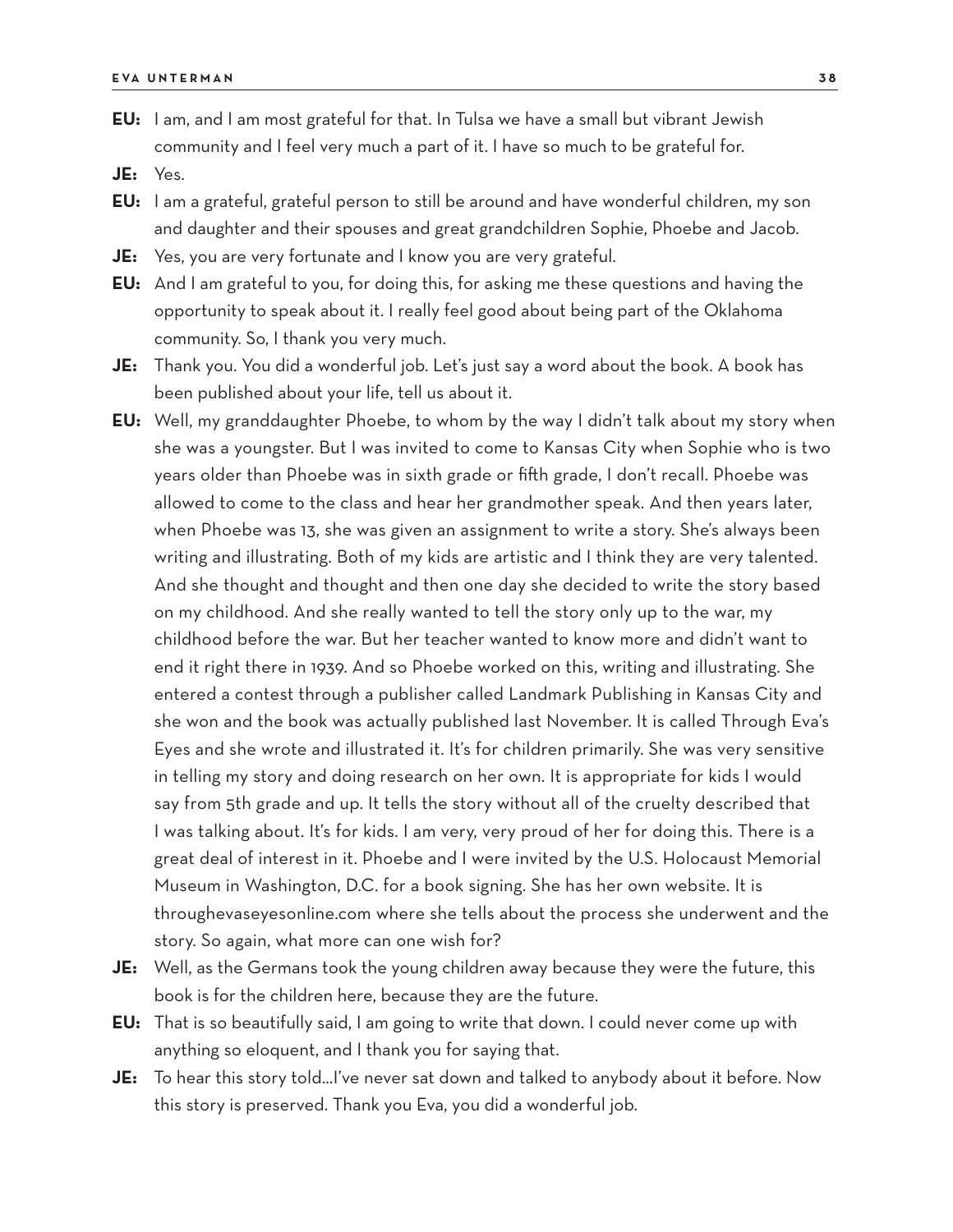**EU:** I am, and I am most grateful for that. In Tulsa we have a small but vibrant Jewish community and I feel very much a part of it. I have so much to be grateful for.

**JE:** Yes.

**EU:** I am a grateful, grateful person to still be around and have wonderful children, my son and daughter and their spouses and great grandchildren Sophie, Phoebe and Jacob.

**JE:** Yes, you are very fortunate and I know you are very grateful.

**EU:** And I am grateful to you, for doing this, for asking me these questions and having the opportunity to speak about it. I really feel good about being part of the Oklahoma community. So, I thank you very much.

**JE:** Thank you. You did a wonderful job. Let's just say a word about the book. A book has been published about your life, tell us about it.

**EU:** Well, my granddaughter Phoebe, to whom by the way I didn't talk about my story when she was a youngster. But I was invited to come to Kansas City when Sophie who is two years older than Phoebe was in sixth grade or fifth grade, I don't recall. Phoebe was allowed to come to the class and hear her grandmother speak. And then years later, when Phoebe was 13, she was given an assignment to write a story. She's always been writing and illustrating. Both of my kids are artistic and I think they are very talented. And she thought and thought and then one day she decided to write the story based on my childhood. And she really wanted to tell the story only up to the war, my childhood before the war. But her teacher wanted to know more and didn't want to end it right there in 1939. And so Phoebe worked on this, writing and illustrating. She entered a contest through a publisher called Landmark Publishing in Kansas City and she won and the book was actually published last November. It is called Through Eva's Eyes and she wrote and illustrated it. It's for children primarily. She was very sensitive in telling my story and doing research on her own. It is appropriate for kids I would say from 5th grade and up. It tells the story without all of the cruelty described that I was talking about. It's for kids. I am very, very proud of her for doing this. There is a great deal of interest in it. Phoebe and I were invited by the U.S. Holocaust Memorial Museum in Washington, D.C. for a book signing. She has her own website. It is throughevaseyesonline.com where she tells about the process she underwent and the story. So again, what more can one wish for?

**JE:** Well, as the Germans took the young children away because they were the future, this book is for the children here, because they are the future.

**EU:** That is so beautifully said, I am going to write that down. I could never come up with anything so eloquent, and I thank you for saying that.

**JE:** To hear this story told…I've never sat down and talked to anybody about it before. Now this story is preserved. Thank you Eva, you did a wonderful job.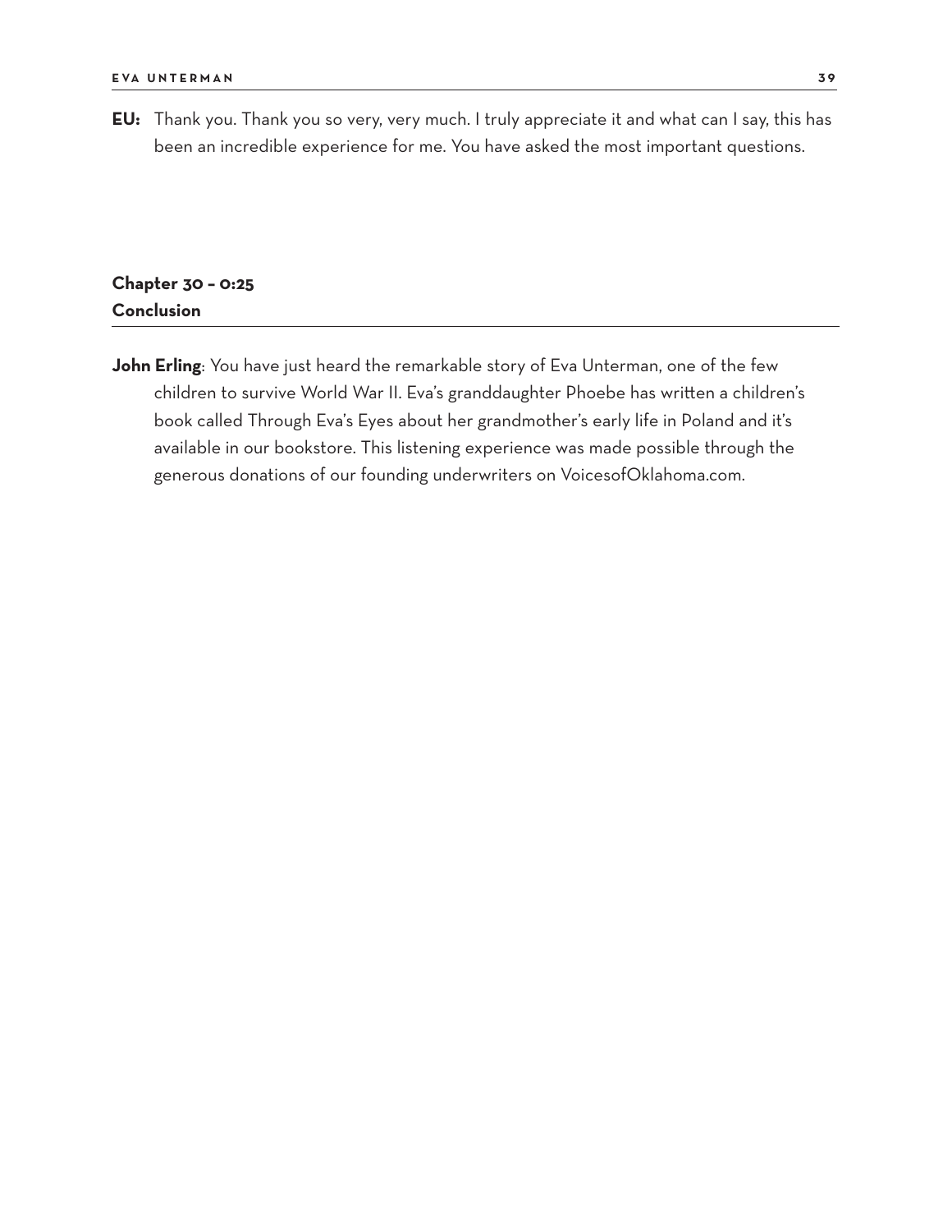**EU:** Thank you. Thank you so very, very much. I truly appreciate it and what can I say, this has been an incredible experience for me. You have asked the most important questions.

## Chapter 30 – 0:25
## Conclusion

**John Erling**: You have just heard the remarkable story of Eva Unterman, one of the few children to survive World War II. Eva's granddaughter Phoebe has written a children's book called Through Eva's Eyes about her grandmother's early life in Poland and it's available in our bookstore. This listening experience was made possible through the generous donations of our founding underwriters on VoicesofOklahoma.com.